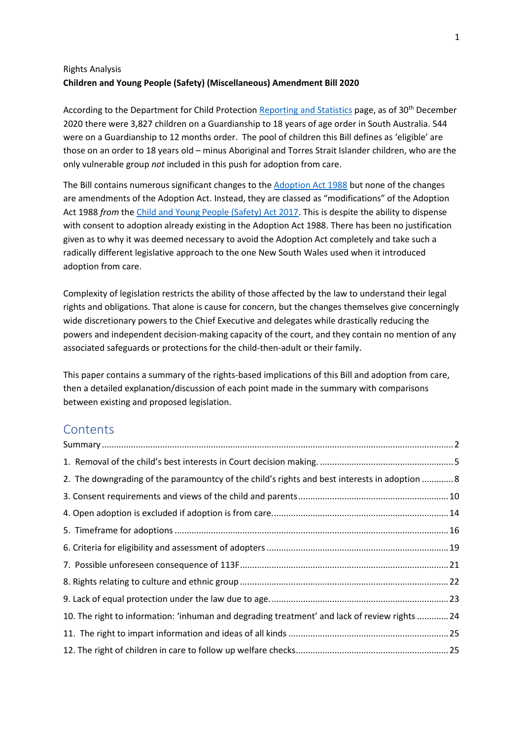Rights Analysis

**Children and Young People (Safety) (Miscellaneous) Amendment Bill 2020**

According to the Department for Child Protection [Reporting and Statistics] page, as of 30th December 2020 there were 3,827 children on a Guardianship to 18 years of age order in South Australia. 544 were on a Guardianship to 12 months order. The pool of children this Bill defines as 'eligible' are those on an order to 18 years old – minus Aboriginal and Torres Strait Islander children, who are the only vulnerable group *not* included in this push for adoption from care.

The Bill contains numerous significant changes to the [Adoption Act 1988] but none of the changes are amendments of the Adoption Act. Instead, they are classed as "modifications" of the Adoption Act 1988 *from* the [Child and Young People (Safety) Act 2017]. This is despite the ability to dispense with consent to adoption already existing in the Adoption Act 1988. There has been no justification given as to why it was deemed necessary to avoid the Adoption Act completely and take such a radically different legislative approach to the one New South Wales used when it introduced adoption from care.

Complexity of legislation restricts the ability of those affected by the law to understand their legal rights and obligations. That alone is cause for concern, but the changes themselves give concerningly wide discretionary powers to the Chief Executive and delegates while drastically reducing the powers and independent decision-making capacity of the court, and they contain no mention of any associated safeguards or protections for the child-then-adult or their family.

This paper contains a summary of the rights-based implications of this Bill and adoption from care, then a detailed explanation/discussion of each point made in the summary with comparisons between existing and proposed legislation.

## Contents

- Summary ..... 2
- 1. Removal of the child's best interests in Court decision making. ..... 5
- 2. The downgrading of the paramountcy of the child's rights and best interests in adoption ..... 8
- 3. Consent requirements and views of the child and parents ..... 10
- 4. Open adoption is excluded if adoption is from care ..... 14
- 5. Timeframe for adoptions ..... 16
- 6. Criteria for eligibility and assessment of adopters ..... 19
- 7. Possible unforeseen consequence of 113F ..... 21
- 8. Rights relating to culture and ethnic group ..... 22
- 9. Lack of equal protection under the law due to age. ..... 23
- 10. The right to information: 'inhuman and degrading treatment' and lack of review rights ..... 24
- 11. The right to impart information and ideas of all kinds ..... 25
- 12. The right of children in care to follow up welfare checks ..... 25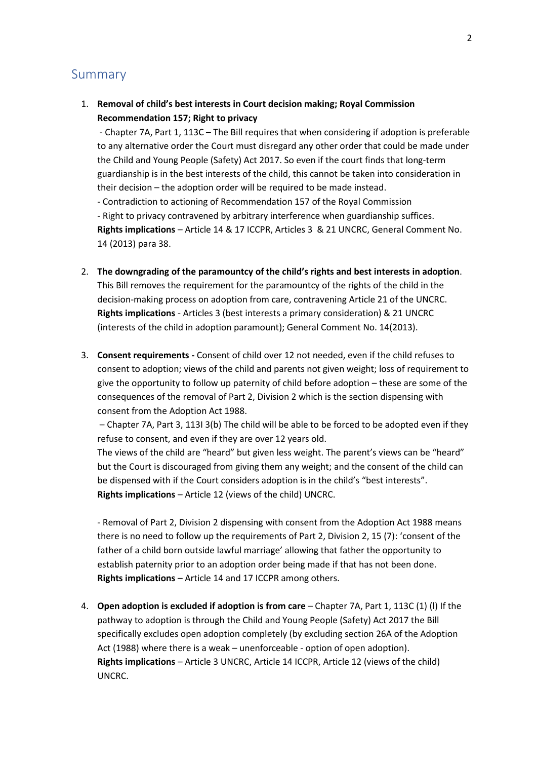## Summary

1. **Removal of child's best interests in Court decision making; Royal Commission Recommendation 157; Right to privacy**

   - Chapter 7A, Part 1, 113C – The Bill requires that when considering if adoption is preferable to any alternative order the Court must disregard any other order that could be made under the Child and Young People (Safety) Act 2017. So even if the court finds that long-term guardianship is in the best interests of the child, this cannot be taken into consideration in their decision – the adoption order will be required to be made instead.
   - Contradiction to actioning of Recommendation 157 of the Royal Commission
   - Right to privacy contravened by arbitrary interference when guardianship suffices.

   **Rights implications** – Article 14 & 17 ICCPR, Articles 3 & 21 UNCRC, General Comment No. 14 (2013) para 38.

2. **The downgrading of the paramountcy of the child's rights and best interests in adoption**. This Bill removes the requirement for the paramountcy of the rights of the child in the decision-making process on adoption from care, contravening Article 21 of the UNCRC. **Rights implications** - Articles 3 (best interests a primary consideration) & 21 UNCRC (interests of the child in adoption paramount); General Comment No. 14(2013).

3. **Consent requirements -** Consent of child over 12 not needed, even if the child refuses to consent to adoption; views of the child and parents not given weight; loss of requirement to give the opportunity to follow up paternity of child before adoption – these are some of the consequences of the removal of Part 2, Division 2 which is the section dispensing with consent from the Adoption Act 1988.

   – Chapter 7A, Part 3, 113I 3(b) The child will be able to be forced to be adopted even if they refuse to consent, and even if they are over 12 years old.

   The views of the child are "heard" but given less weight. The parent's views can be "heard" but the Court is discouraged from giving them any weight; and the consent of the child can be dispensed with if the Court considers adoption is in the child's "best interests".

   **Rights implications** – Article 12 (views of the child) UNCRC.

   - Removal of Part 2, Division 2 dispensing with consent from the Adoption Act 1988 means there is no need to follow up the requirements of Part 2, Division 2, 15 (7): 'consent of the father of a child born outside lawful marriage' allowing that father the opportunity to establish paternity prior to an adoption order being made if that has not been done.

   **Rights implications** – Article 14 and 17 ICCPR among others.

4. **Open adoption is excluded if adoption is from care** – Chapter 7A, Part 1, 113C (1) (l) If the pathway to adoption is through the Child and Young People (Safety) Act 2017 the Bill specifically excludes open adoption completely (by excluding section 26A of the Adoption Act (1988) where there is a weak – unenforceable - option of open adoption). **Rights implications** – Article 3 UNCRC, Article 14 ICCPR, Article 12 (views of the child) UNCRC.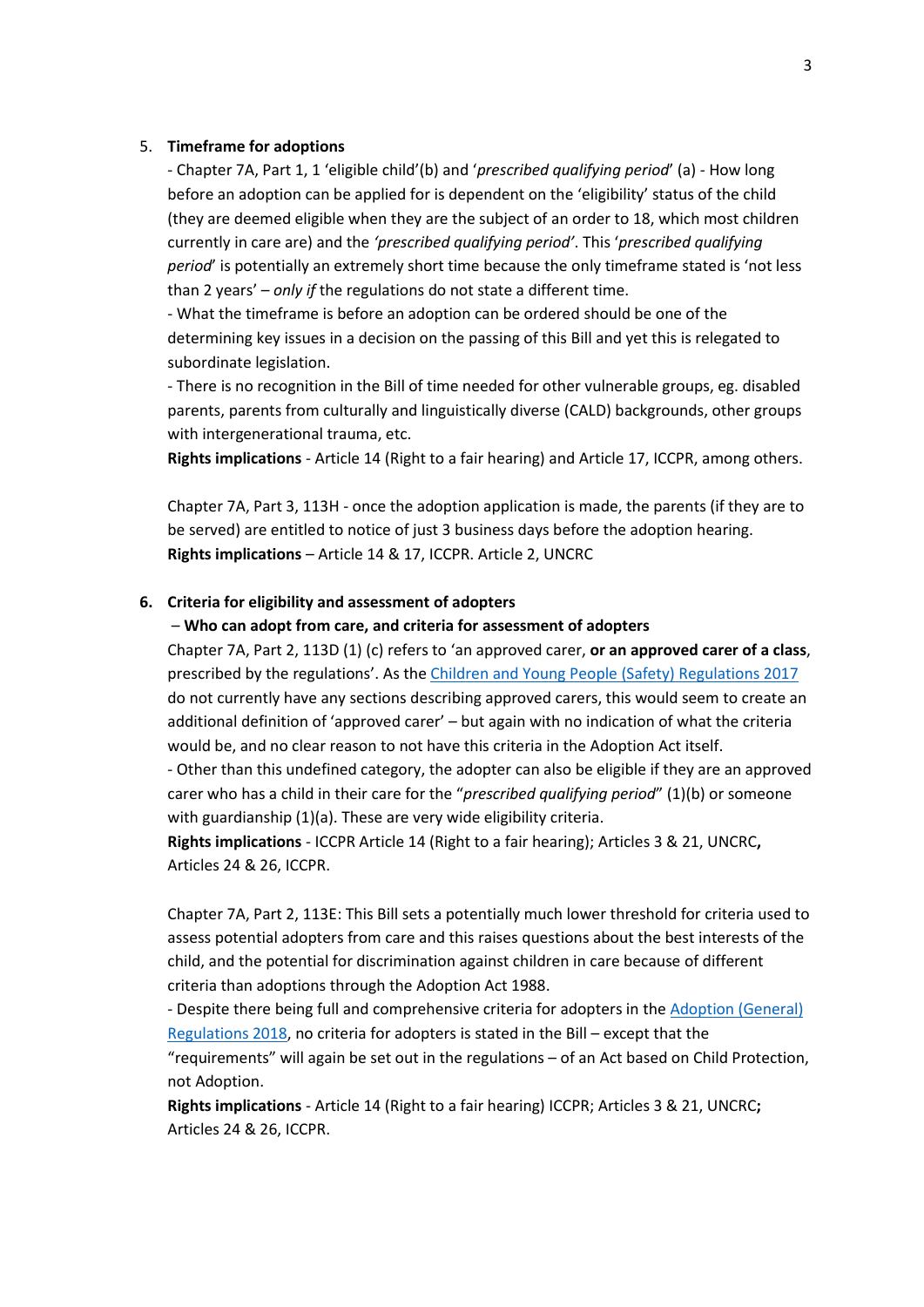5. **Timeframe for adoptions**
   - Chapter 7A, Part 1, 1 'eligible child'(b) and '*prescribed qualifying period*' (a) - How long before an adoption can be applied for is dependent on the 'eligibility' status of the child (they are deemed eligible when they are the subject of an order to 18, which most children currently in care are) and the *'prescribed qualifying period'*. This '*prescribed qualifying period*' is potentially an extremely short time because the only timeframe stated is 'not less than 2 years' – *only if* the regulations do not state a different time.
   - What the timeframe is before an adoption can be ordered should be one of the determining key issues in a decision on the passing of this Bill and yet this is relegated to subordinate legislation.
   - There is no recognition in the Bill of time needed for other vulnerable groups, eg. disabled parents, parents from culturally and linguistically diverse (CALD) backgrounds, other groups with intergenerational trauma, etc.

   **Rights implications** - Article 14 (Right to a fair hearing) and Article 17, ICCPR, among others.

   Chapter 7A, Part 3, 113H - once the adoption application is made, the parents (if they are to be served) are entitled to notice of just 3 business days before the adoption hearing.
   **Rights implications** – Article 14 & 17, ICCPR. Article 2, UNCRC

6. **Criteria for eligibility and assessment of adopters**
   – **Who can adopt from care, and criteria for assessment of adopters**
   Chapter 7A, Part 2, 113D (1) (c) refers to 'an approved carer, **or an approved carer of a class**, prescribed by the regulations'. As the Children and Young People (Safety) Regulations 2017 do not currently have any sections describing approved carers, this would seem to create an additional definition of 'approved carer' – but again with no indication of what the criteria would be, and no clear reason to not have this criteria in the Adoption Act itself.
   - Other than this undefined category, the adopter can also be eligible if they are an approved carer who has a child in their care for the "*prescribed qualifying period*" (1)(b) or someone with guardianship (1)(a). These are very wide eligibility criteria.
   **Rights implications** - ICCPR Article 14 (Right to a fair hearing); Articles 3 & 21, UNCRC**,** Articles 24 & 26, ICCPR.

   Chapter 7A, Part 2, 113E: This Bill sets a potentially much lower threshold for criteria used to assess potential adopters from care and this raises questions about the best interests of the child, and the potential for discrimination against children in care because of different criteria than adoptions through the Adoption Act 1988.
   - Despite there being full and comprehensive criteria for adopters in the Adoption (General) Regulations 2018, no criteria for adopters is stated in the Bill – except that the "requirements" will again be set out in the regulations – of an Act based on Child Protection, not Adoption.
   **Rights implications** - Article 14 (Right to a fair hearing) ICCPR; Articles 3 & 21, UNCRC**;** Articles 24 & 26, ICCPR.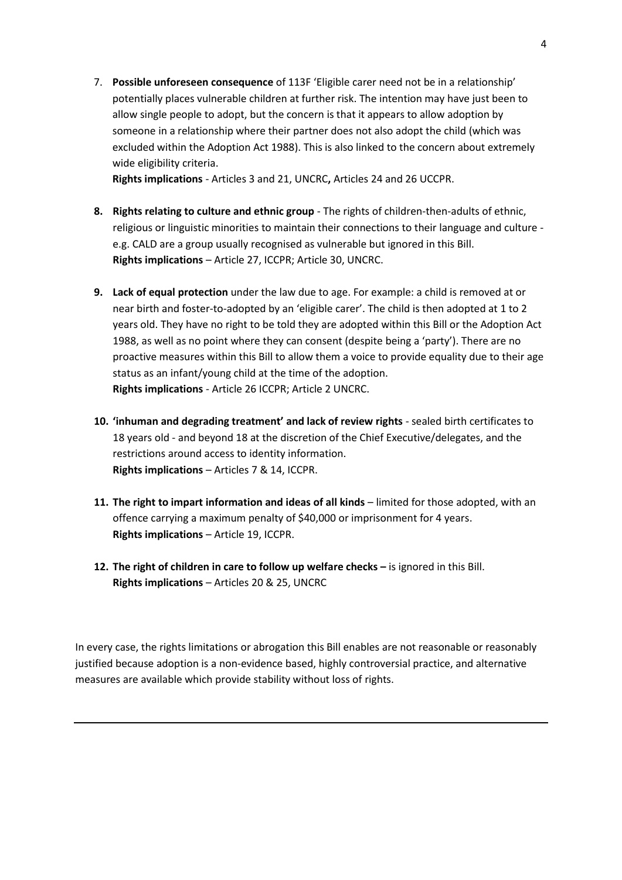7. **Possible unforeseen consequence** of 113F 'Eligible carer need not be in a relationship' potentially places vulnerable children at further risk. The intention may have just been to allow single people to adopt, but the concern is that it appears to allow adoption by someone in a relationship where their partner does not also adopt the child (which was excluded within the Adoption Act 1988). This is also linked to the concern about extremely wide eligibility criteria.
   **Rights implications** - Articles 3 and 21, UNCRC**,** Articles 24 and 26 UCCPR.

8. **Rights relating to culture and ethnic group** - The rights of children-then-adults of ethnic, religious or linguistic minorities to maintain their connections to their language and culture - e.g. CALD are a group usually recognised as vulnerable but ignored in this Bill.
   **Rights implications** – Article 27, ICCPR; Article 30, UNCRC.

9. **Lack of equal protection** under the law due to age. For example: a child is removed at or near birth and foster-to-adopted by an 'eligible carer'. The child is then adopted at 1 to 2 years old. They have no right to be told they are adopted within this Bill or the Adoption Act 1988, as well as no point where they can consent (despite being a 'party'). There are no proactive measures within this Bill to allow them a voice to provide equality due to their age status as an infant/young child at the time of the adoption.
   **Rights implications** - Article 26 ICCPR; Article 2 UNCRC.

10. **'inhuman and degrading treatment' and lack of review rights** - sealed birth certificates to 18 years old - and beyond 18 at the discretion of the Chief Executive/delegates, and the restrictions around access to identity information.
    **Rights implications** – Articles 7 & 14, ICCPR.

11. **The right to impart information and ideas of all kinds** – limited for those adopted, with an offence carrying a maximum penalty of $40,000 or imprisonment for 4 years.
    **Rights implications** – Article 19, ICCPR.

12. **The right of children in care to follow up welfare checks –** is ignored in this Bill.
    **Rights implications** – Articles 20 & 25, UNCRC

In every case, the rights limitations or abrogation this Bill enables are not reasonable or reasonably justified because adoption is a non-evidence based, highly controversial practice, and alternative measures are available which provide stability without loss of rights.

---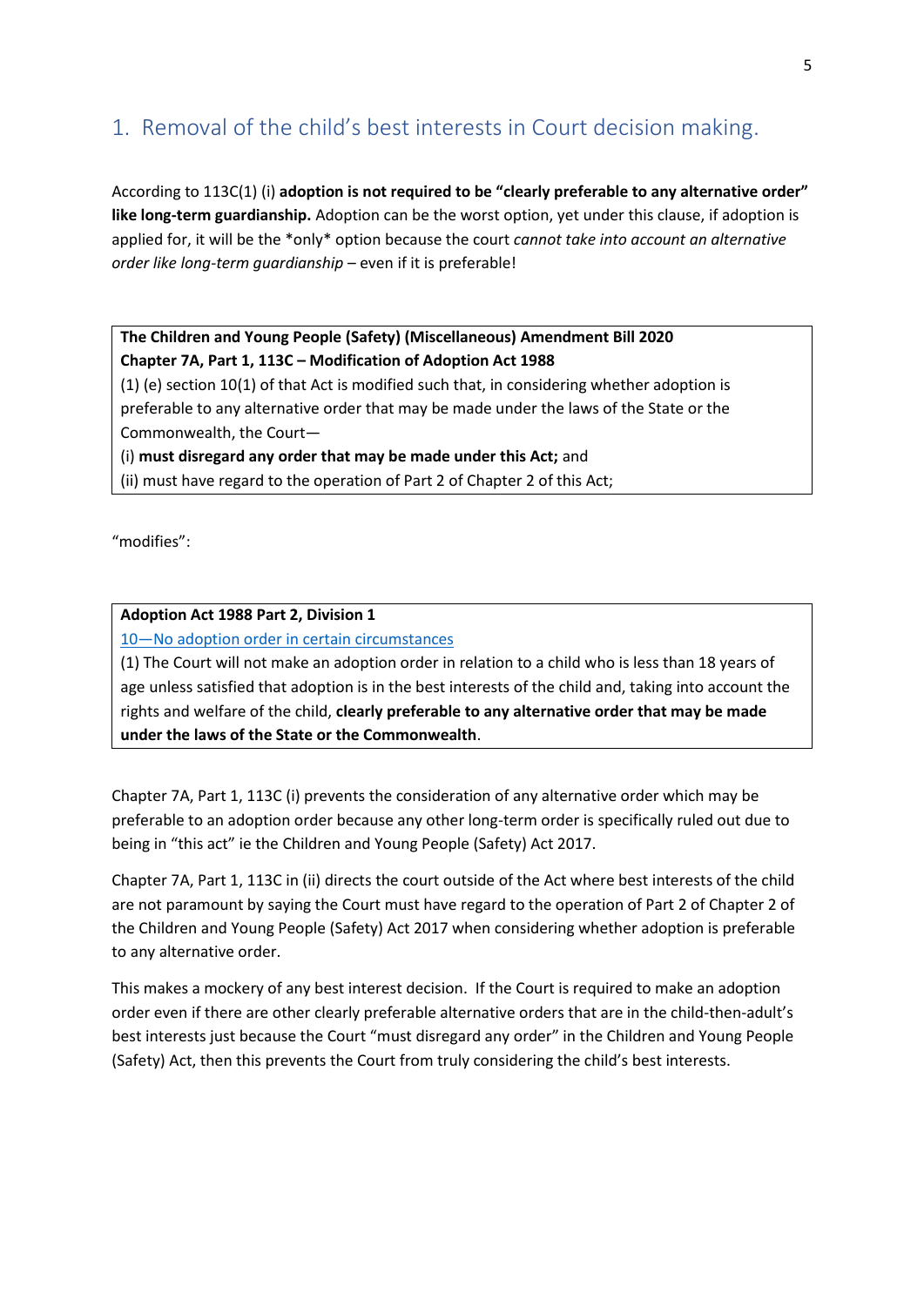## 1. Removal of the child's best interests in Court decision making.

According to 113C(1) (i) **adoption is not required to be "clearly preferable to any alternative order" like long-term guardianship.** Adoption can be the worst option, yet under this clause, if adoption is applied for, it will be the *only* option because the court *cannot take into account an alternative order like long-term guardianship* – even if it is preferable!

> **The Children and Young People (Safety) (Miscellaneous) Amendment Bill 2020**
> **Chapter 7A, Part 1, 113C – Modification of Adoption Act 1988**
> (1) (e) section 10(1) of that Act is modified such that, in considering whether adoption is preferable to any alternative order that may be made under the laws of the State or the Commonwealth, the Court—
> (i) **must disregard any order that may be made under this Act;** and
> (ii) must have regard to the operation of Part 2 of Chapter 2 of this Act;

"modifies":

> **Adoption Act 1988 Part 2, Division 1**
> 10—No adoption order in certain circumstances
> (1) The Court will not make an adoption order in relation to a child who is less than 18 years of age unless satisfied that adoption is in the best interests of the child and, taking into account the rights and welfare of the child, **clearly preferable to any alternative order that may be made under the laws of the State or the Commonwealth**.

Chapter 7A, Part 1, 113C (i) prevents the consideration of any alternative order which may be preferable to an adoption order because any other long-term order is specifically ruled out due to being in "this act" ie the Children and Young People (Safety) Act 2017.

Chapter 7A, Part 1, 113C in (ii) directs the court outside of the Act where best interests of the child are not paramount by saying the Court must have regard to the operation of Part 2 of Chapter 2 of the Children and Young People (Safety) Act 2017 when considering whether adoption is preferable to any alternative order.

This makes a mockery of any best interest decision. If the Court is required to make an adoption order even if there are other clearly preferable alternative orders that are in the child-then-adult's best interests just because the Court "must disregard any order" in the Children and Young People (Safety) Act, then this prevents the Court from truly considering the child's best interests.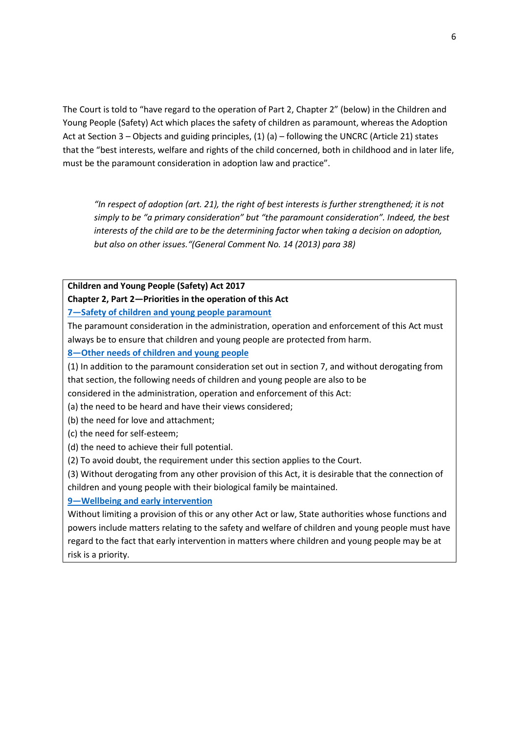The Court is told to "have regard to the operation of Part 2, Chapter 2" (below) in the Children and Young People (Safety) Act which places the safety of children as paramount, whereas the Adoption Act at Section 3 – Objects and guiding principles, (1) (a) – following the UNCRC (Article 21) states that the "best interests, welfare and rights of the child concerned, both in childhood and in later life, must be the paramount consideration in adoption law and practice".

> *"In respect of adoption (art. 21), the right of best interests is further strengthened; it is not simply to be "a primary consideration" but "the paramount consideration". Indeed, the best interests of the child are to be the determining factor when taking a decision on adoption, but also on other issues."(General Comment No. 14 (2013) para 38)*

**Children and Young People (Safety) Act 2017**

**Chapter 2, Part 2—Priorities in the operation of this Act**

**7—Safety of children and young people paramount**

The paramount consideration in the administration, operation and enforcement of this Act must always be to ensure that children and young people are protected from harm.

**8—Other needs of children and young people**

(1) In addition to the paramount consideration set out in section 7, and without derogating from that section, the following needs of children and young people are also to be considered in the administration, operation and enforcement of this Act:

(a) the need to be heard and have their views considered;

(b) the need for love and attachment;

(c) the need for self-esteem;

(d) the need to achieve their full potential.

(2) To avoid doubt, the requirement under this section applies to the Court.

(3) Without derogating from any other provision of this Act, it is desirable that the connection of children and young people with their biological family be maintained.

**9—Wellbeing and early intervention**

Without limiting a provision of this or any other Act or law, State authorities whose functions and powers include matters relating to the safety and welfare of children and young people must have regard to the fact that early intervention in matters where children and young people may be at risk is a priority.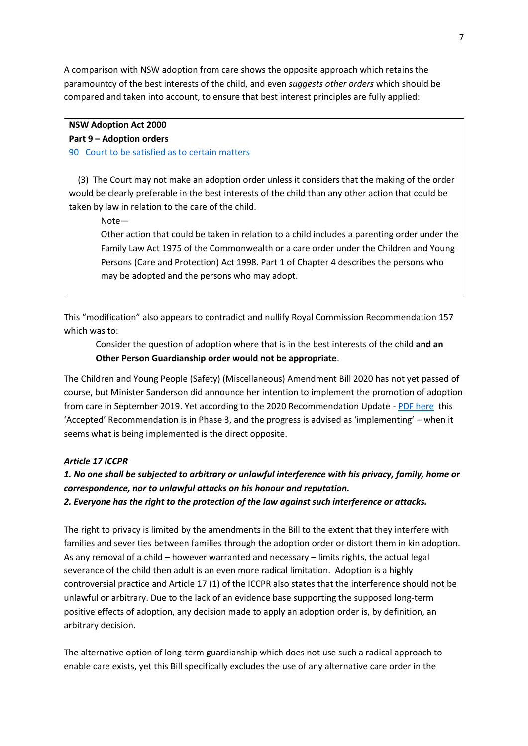A comparison with NSW adoption from care shows the opposite approach which retains the paramountcy of the best interests of the child, and even *suggests other orders* which should be compared and taken into account, to ensure that best interest principles are fully applied:

> **NSW Adoption Act 2000**
> **Part 9 – Adoption orders**
> [90 Court to be satisfied as to certain matters]()
>
> (3) The Court may not make an adoption order unless it considers that the making of the order would be clearly preferable in the best interests of the child than any other action that could be taken by law in relation to the care of the child.
>
> Note—
> Other action that could be taken in relation to a child includes a parenting order under the Family Law Act 1975 of the Commonwealth or a care order under the Children and Young Persons (Care and Protection) Act 1998. Part 1 of Chapter 4 describes the persons who may be adopted and the persons who may adopt.

This "modification" also appears to contradict and nullify Royal Commission Recommendation 157 which was to:

> Consider the question of adoption where that is in the best interests of the child **and an Other Person Guardianship order would not be appropriate**.

The Children and Young People (Safety) (Miscellaneous) Amendment Bill 2020 has not yet passed of course, but Minister Sanderson did announce her intention to implement the promotion of adoption from care in September 2019. Yet according to the 2020 Recommendation Update - [PDF here]() this 'Accepted' Recommendation is in Phase 3, and the progress is advised as 'implementing' – when it seems what is being implemented is the direct opposite.

***Article 17 ICCPR***

***1. No one shall be subjected to arbitrary or unlawful interference with his privacy, family, home or correspondence, nor to unlawful attacks on his honour and reputation.***
***2. Everyone has the right to the protection of the law against such interference or attacks.***

The right to privacy is limited by the amendments in the Bill to the extent that they interfere with families and sever ties between families through the adoption order or distort them in kin adoption. As any removal of a child – however warranted and necessary – limits rights, the actual legal severance of the child then adult is an even more radical limitation. Adoption is a highly controversial practice and Article 17 (1) of the ICCPR also states that the interference should not be unlawful or arbitrary. Due to the lack of an evidence base supporting the supposed long-term positive effects of adoption, any decision made to apply an adoption order is, by definition, an arbitrary decision.

The alternative option of long-term guardianship which does not use such a radical approach to enable care exists, yet this Bill specifically excludes the use of any alternative care order in the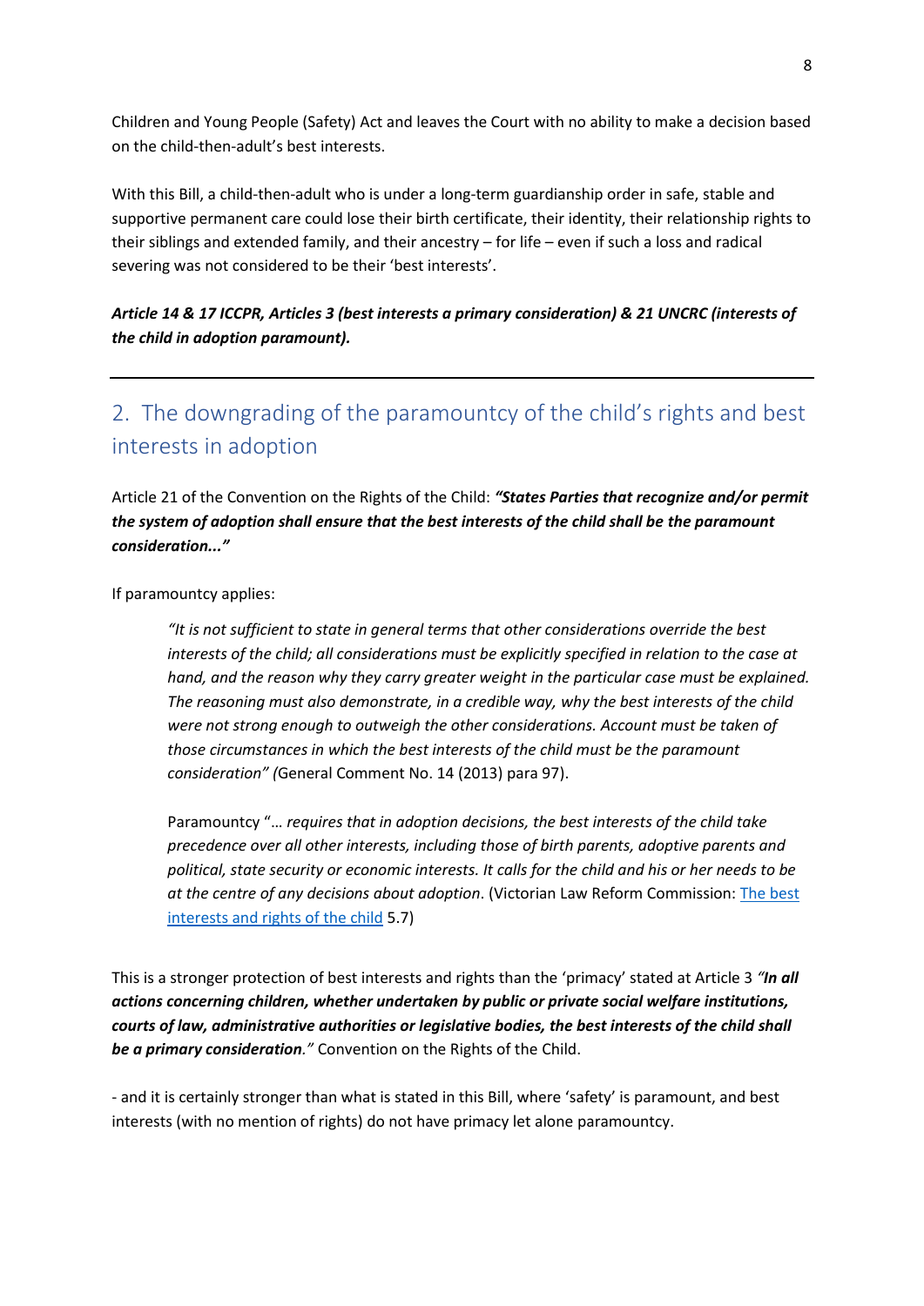Children and Young People (Safety) Act and leaves the Court with no ability to make a decision based on the child-then-adult's best interests.

With this Bill, a child-then-adult who is under a long-term guardianship order in safe, stable and supportive permanent care could lose their birth certificate, their identity, their relationship rights to their siblings and extended family, and their ancestry – for life – even if such a loss and radical severing was not considered to be their 'best interests'.

***Article 14 & 17 ICCPR, Articles 3 (best interests a primary consideration) & 21 UNCRC (interests of the child in adoption paramount).***

---

## 2. The downgrading of the paramountcy of the child's rights and best interests in adoption

Article 21 of the Convention on the Rights of the Child: ***"States Parties that recognize and/or permit the system of adoption shall ensure that the best interests of the child shall be the paramount consideration..."***

If paramountcy applies:

> *"It is not sufficient to state in general terms that other considerations override the best interests of the child; all considerations must be explicitly specified in relation to the case at hand, and the reason why they carry greater weight in the particular case must be explained. The reasoning must also demonstrate, in a credible way, why the best interests of the child were not strong enough to outweigh the other considerations. Account must be taken of those circumstances in which the best interests of the child must be the paramount consideration" (*General Comment No. 14 (2013) para 97).
>
> Paramountcy "*… requires that in adoption decisions, the best interests of the child take precedence over all other interests, including those of birth parents, adoptive parents and political, state security or economic interests. It calls for the child and his or her needs to be at the centre of any decisions about adoption*. (Victorian Law Reform Commission: The best interests and rights of the child 5.7)

This is a stronger protection of best interests and rights than the 'primacy' stated at Article 3 ***"In all actions concerning children, whether undertaken by public or private social welfare institutions, courts of law, administrative authorities or legislative bodies, the best interests of the child shall be a primary consideration****."* Convention on the Rights of the Child.

- and it is certainly stronger than what is stated in this Bill, where 'safety' is paramount, and best interests (with no mention of rights) do not have primacy let alone paramountcy.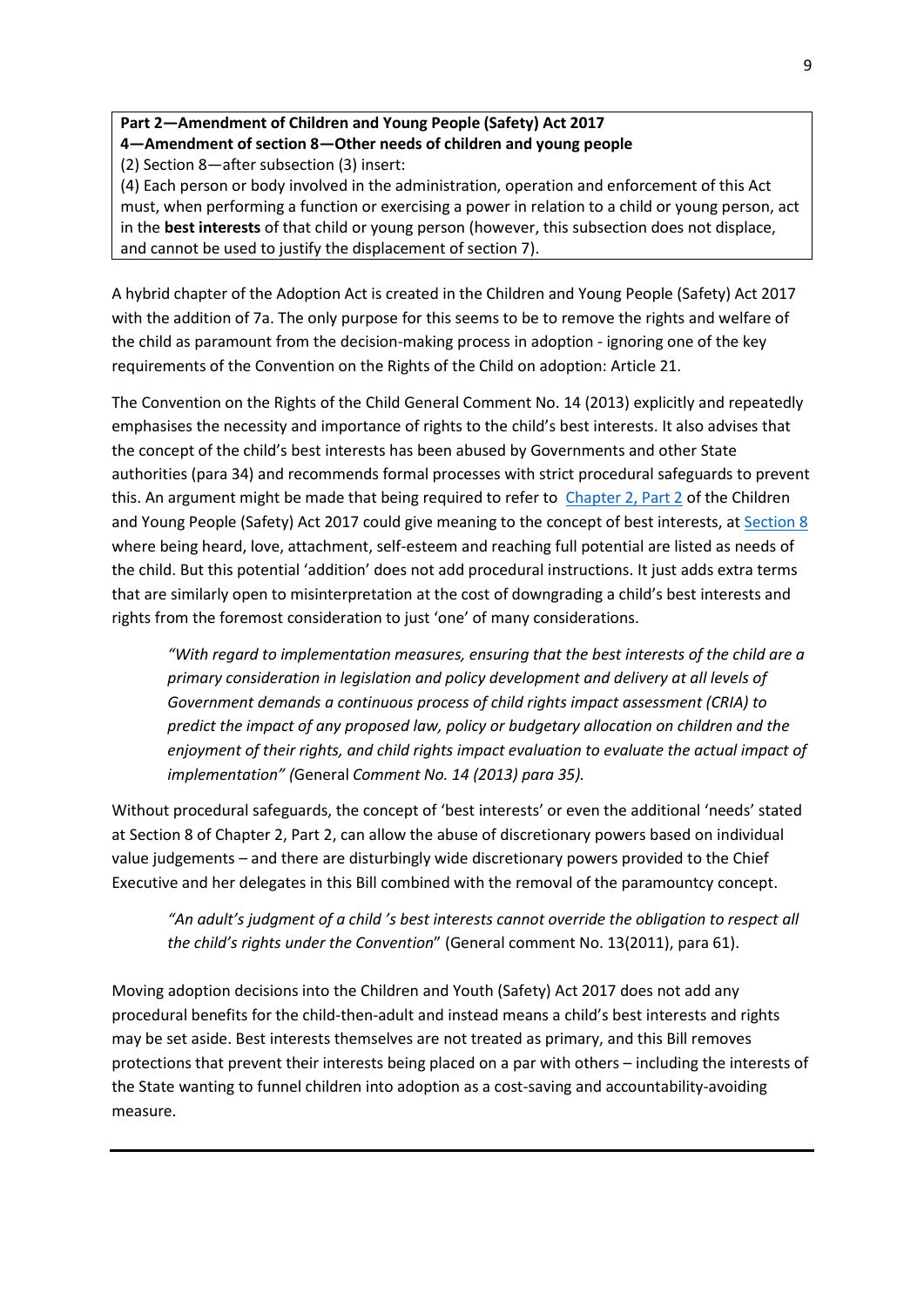**Part 2—Amendment of Children and Young People (Safety) Act 2017**
**4—Amendment of section 8—Other needs of children and young people**

(2) Section 8—after subsection (3) insert:

(4) Each person or body involved in the administration, operation and enforcement of this Act must, when performing a function or exercising a power in relation to a child or young person, act in the **best interests** of that child or young person (however, this subsection does not displace, and cannot be used to justify the displacement of section 7).

A hybrid chapter of the Adoption Act is created in the Children and Young People (Safety) Act 2017 with the addition of 7a. The only purpose for this seems to be to remove the rights and welfare of the child as paramount from the decision-making process in adoption - ignoring one of the key requirements of the Convention on the Rights of the Child on adoption: Article 21.

The Convention on the Rights of the Child General Comment No. 14 (2013) explicitly and repeatedly emphasises the necessity and importance of rights to the child's best interests. It also advises that the concept of the child's best interests has been abused by Governments and other State authorities (para 34) and recommends formal processes with strict procedural safeguards to prevent this. An argument might be made that being required to refer to Chapter 2, Part 2 of the Children and Young People (Safety) Act 2017 could give meaning to the concept of best interests, at Section 8 where being heard, love, attachment, self-esteem and reaching full potential are listed as needs of the child. But this potential 'addition' does not add procedural instructions. It just adds extra terms that are similarly open to misinterpretation at the cost of downgrading a child's best interests and rights from the foremost consideration to just 'one' of many considerations.

> *"With regard to implementation measures, ensuring that the best interests of the child are a primary consideration in legislation and policy development and delivery at all levels of Government demands a continuous process of child rights impact assessment (CRIA) to predict the impact of any proposed law, policy or budgetary allocation on children and the enjoyment of their rights, and child rights impact evaluation to evaluate the actual impact of implementation" (*General *Comment No. 14 (2013) para 35).*

Without procedural safeguards, the concept of 'best interests' or even the additional 'needs' stated at Section 8 of Chapter 2, Part 2, can allow the abuse of discretionary powers based on individual value judgements – and there are disturbingly wide discretionary powers provided to the Chief Executive and her delegates in this Bill combined with the removal of the paramountcy concept.

> *"An adult's judgment of a child 's best interests cannot override the obligation to respect all the child's rights under the Convention*" (General comment No. 13(2011), para 61).

Moving adoption decisions into the Children and Youth (Safety) Act 2017 does not add any procedural benefits for the child-then-adult and instead means a child's best interests and rights may be set aside. Best interests themselves are not treated as primary, and this Bill removes protections that prevent their interests being placed on a par with others – including the interests of the State wanting to funnel children into adoption as a cost-saving and accountability-avoiding measure.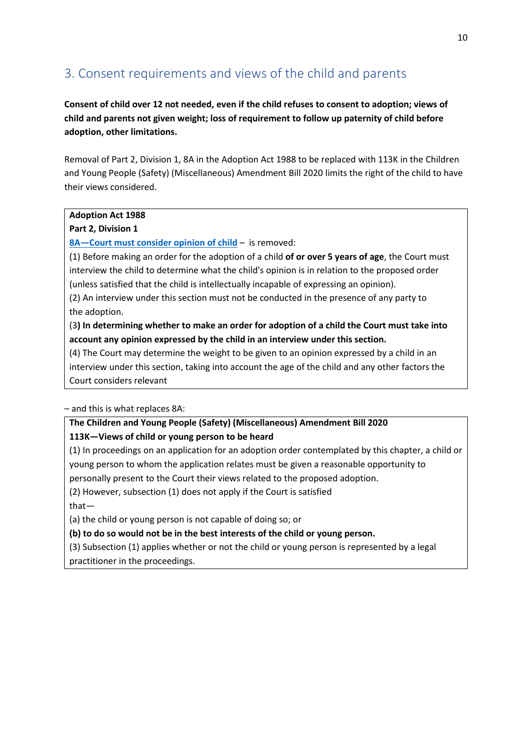## 3. Consent requirements and views of the child and parents

**Consent of child over 12 not needed, even if the child refuses to consent to adoption; views of child and parents not given weight; loss of requirement to follow up paternity of child before adoption, other limitations.**

Removal of Part 2, Division 1, 8A in the Adoption Act 1988 to be replaced with 113K in the Children and Young People (Safety) (Miscellaneous) Amendment Bill 2020 limits the right of the child to have their views considered.

> **Adoption Act 1988**
> **Part 2, Division 1**
> **8A—Court must consider opinion of child** – is removed:
> (1) Before making an order for the adoption of a child **of or over 5 years of age**, the Court must interview the child to determine what the child's opinion is in relation to the proposed order (unless satisfied that the child is intellectually incapable of expressing an opinion).
> (2) An interview under this section must not be conducted in the presence of any party to the adoption.
> (3**) In determining whether to make an order for adoption of a child the Court must take into account any opinion expressed by the child in an interview under this section.**
> (4) The Court may determine the weight to be given to an opinion expressed by a child in an interview under this section, taking into account the age of the child and any other factors the Court considers relevant

– and this is what replaces 8A:

> **The Children and Young People (Safety) (Miscellaneous) Amendment Bill 2020**
> **113K—Views of child or young person to be heard**
> (1) In proceedings on an application for an adoption order contemplated by this chapter, a child or young person to whom the application relates must be given a reasonable opportunity to personally present to the Court their views related to the proposed adoption.
> (2) However, subsection (1) does not apply if the Court is satisfied that—
> (a) the child or young person is not capable of doing so; or
> **(b) to do so would not be in the best interests of the child or young person.**
> (3) Subsection (1) applies whether or not the child or young person is represented by a legal practitioner in the proceedings.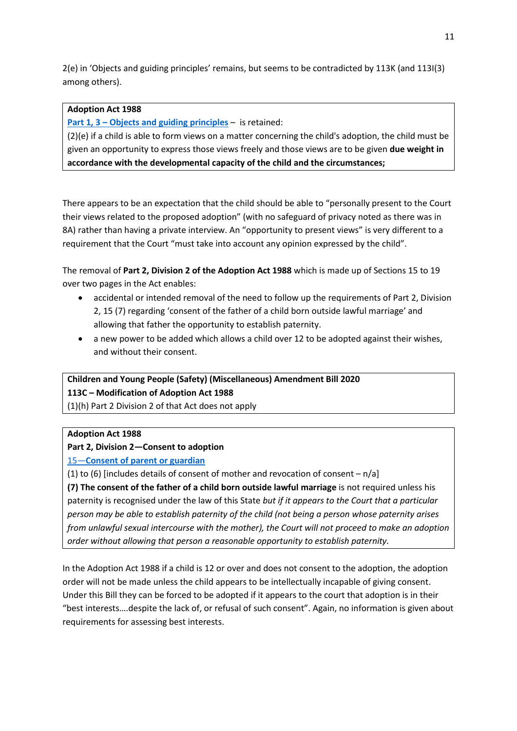2(e) in 'Objects and guiding principles' remains, but seems to be contradicted by 113K (and 113I(3) among others).

> **Adoption Act 1988**
> **Part 1, 3 – Objects and guiding principles** – is retained:
> (2)(e) if a child is able to form views on a matter concerning the child's adoption, the child must be given an opportunity to express those views freely and those views are to be given **due weight in accordance with the developmental capacity of the child and the circumstances;**

There appears to be an expectation that the child should be able to "personally present to the Court their views related to the proposed adoption" (with no safeguard of privacy noted as there was in 8A) rather than having a private interview. An "opportunity to present views" is very different to a requirement that the Court "must take into account any opinion expressed by the child".

The removal of **Part 2, Division 2 of the Adoption Act 1988** which is made up of Sections 15 to 19 over two pages in the Act enables:

- accidental or intended removal of the need to follow up the requirements of Part 2, Division 2, 15 (7) regarding 'consent of the father of a child born outside lawful marriage' and allowing that father the opportunity to establish paternity.
- a new power to be added which allows a child over 12 to be adopted against their wishes, and without their consent.

> **Children and Young People (Safety) (Miscellaneous) Amendment Bill 2020**
> **113C – Modification of Adoption Act 1988**
> (1)(h) Part 2 Division 2 of that Act does not apply

> **Adoption Act 1988**
> **Part 2, Division 2—Consent to adoption**
> **15—Consent of parent or guardian**
> (1) to (6) [includes details of consent of mother and revocation of consent – n/a]
> **(7) The consent of the father of a child born outside lawful marriage** is not required unless his paternity is recognised under the law of this State *but if it appears to the Court that a particular person may be able to establish paternity of the child (not being a person whose paternity arises from unlawful sexual intercourse with the mother), the Court will not proceed to make an adoption order without allowing that person a reasonable opportunity to establish paternity.*

In the Adoption Act 1988 if a child is 12 or over and does not consent to the adoption, the adoption order will not be made unless the child appears to be intellectually incapable of giving consent. Under this Bill they can be forced to be adopted if it appears to the court that adoption is in their "best interests….despite the lack of, or refusal of such consent". Again, no information is given about requirements for assessing best interests.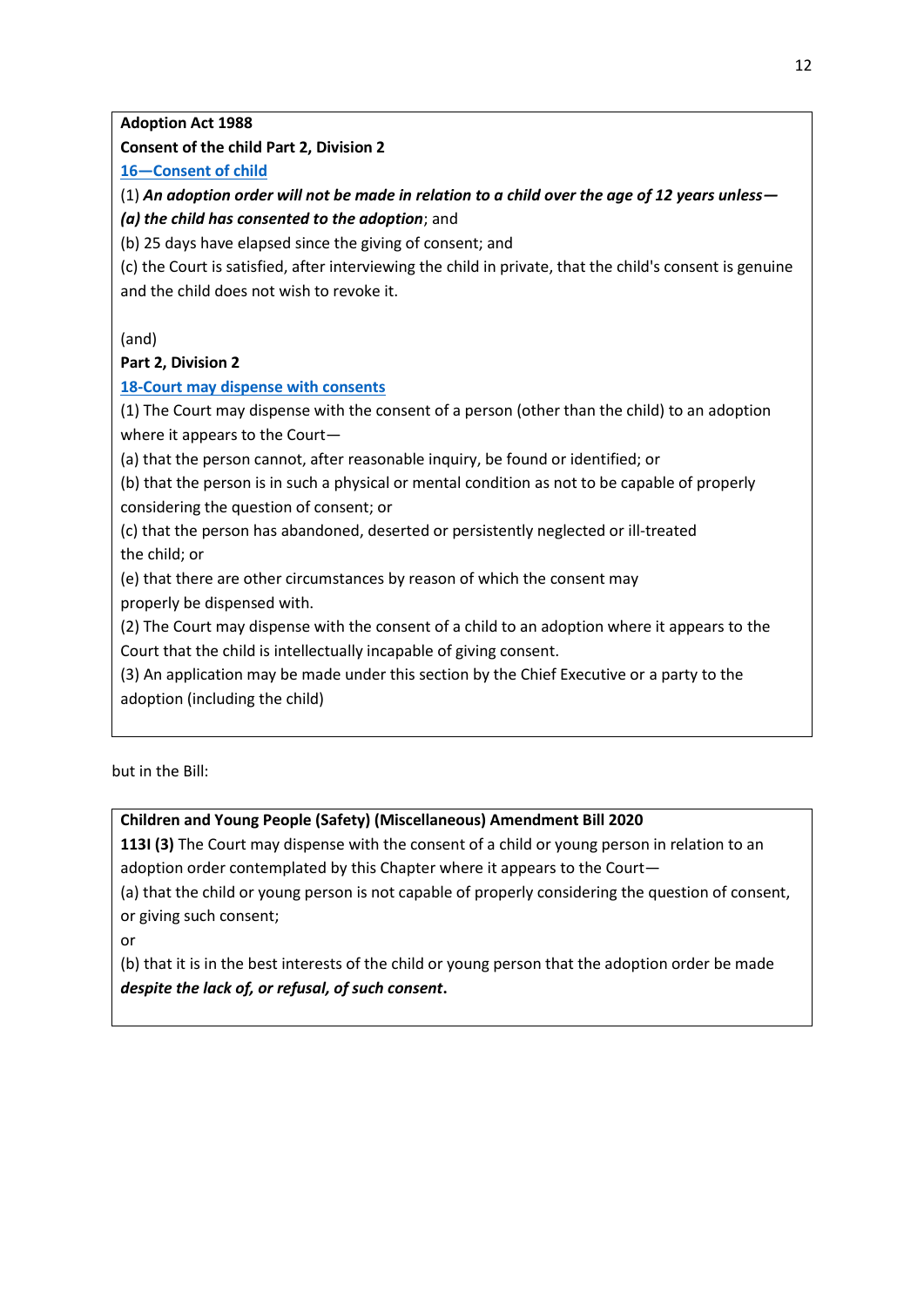**Adoption Act 1988**

**Consent of the child Part 2, Division 2**

**16—Consent of child**

(1) ***An adoption order will not be made in relation to a child over the age of 12 years unless—***

***(a) the child has consented to the adoption***; and

(b) 25 days have elapsed since the giving of consent; and

(c) the Court is satisfied, after interviewing the child in private, that the child's consent is genuine and the child does not wish to revoke it.

(and)

**Part 2, Division 2**

**18-Court may dispense with consents**

(1) The Court may dispense with the consent of a person (other than the child) to an adoption where it appears to the Court—

(a) that the person cannot, after reasonable inquiry, be found or identified; or

(b) that the person is in such a physical or mental condition as not to be capable of properly considering the question of consent; or

(c) that the person has abandoned, deserted or persistently neglected or ill-treated the child; or

(e) that there are other circumstances by reason of which the consent may properly be dispensed with.

(2) The Court may dispense with the consent of a child to an adoption where it appears to the Court that the child is intellectually incapable of giving consent.

(3) An application may be made under this section by the Chief Executive or a party to the adoption (including the child)

but in the Bill:

**Children and Young People (Safety) (Miscellaneous) Amendment Bill 2020**

**113I (3)** The Court may dispense with the consent of a child or young person in relation to an adoption order contemplated by this Chapter where it appears to the Court—

(a) that the child or young person is not capable of properly considering the question of consent, or giving such consent;

or

(b) that it is in the best interests of the child or young person that the adoption order be made ***despite the lack of, or refusal, of such consent***.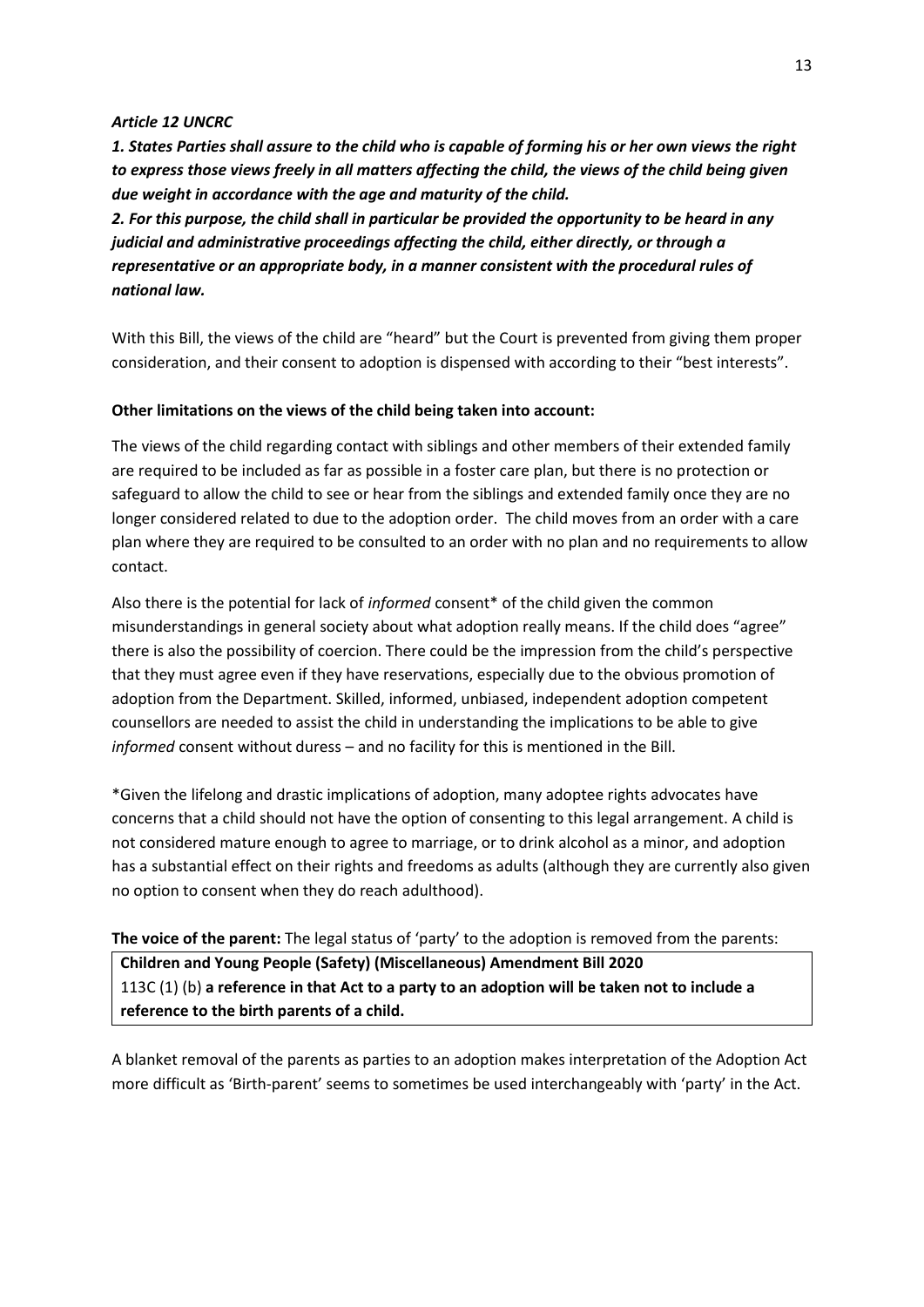***Article 12 UNCRC***

***1. States Parties shall assure to the child who is capable of forming his or her own views the right to express those views freely in all matters affecting the child, the views of the child being given due weight in accordance with the age and maturity of the child.***

***2. For this purpose, the child shall in particular be provided the opportunity to be heard in any judicial and administrative proceedings affecting the child, either directly, or through a representative or an appropriate body, in a manner consistent with the procedural rules of national law.***

With this Bill, the views of the child are "heard" but the Court is prevented from giving them proper consideration, and their consent to adoption is dispensed with according to their "best interests".

**Other limitations on the views of the child being taken into account:**

The views of the child regarding contact with siblings and other members of their extended family are required to be included as far as possible in a foster care plan, but there is no protection or safeguard to allow the child to see or hear from the siblings and extended family once they are no longer considered related to due to the adoption order. The child moves from an order with a care plan where they are required to be consulted to an order with no plan and no requirements to allow contact.

Also there is the potential for lack of *informed* consent* of the child given the common misunderstandings in general society about what adoption really means. If the child does "agree" there is also the possibility of coercion. There could be the impression from the child's perspective that they must agree even if they have reservations, especially due to the obvious promotion of adoption from the Department. Skilled, informed, unbiased, independent adoption competent counsellors are needed to assist the child in understanding the implications to be able to give *informed* consent without duress – and no facility for this is mentioned in the Bill.

*Given the lifelong and drastic implications of adoption, many adoptee rights advocates have concerns that a child should not have the option of consenting to this legal arrangement. A child is not considered mature enough to agree to marriage, or to drink alcohol as a minor, and adoption has a substantial effect on their rights and freedoms as adults (although they are currently also given no option to consent when they do reach adulthood).

**The voice of the parent:** The legal status of 'party' to the adoption is removed from the parents:

> **Children and Young People (Safety) (Miscellaneous) Amendment Bill 2020**
> 113C (1) (b) **a reference in that Act to a party to an adoption will be taken not to include a reference to the birth parents of a child.**

A blanket removal of the parents as parties to an adoption makes interpretation of the Adoption Act more difficult as 'Birth-parent' seems to sometimes be used interchangeably with 'party' in the Act.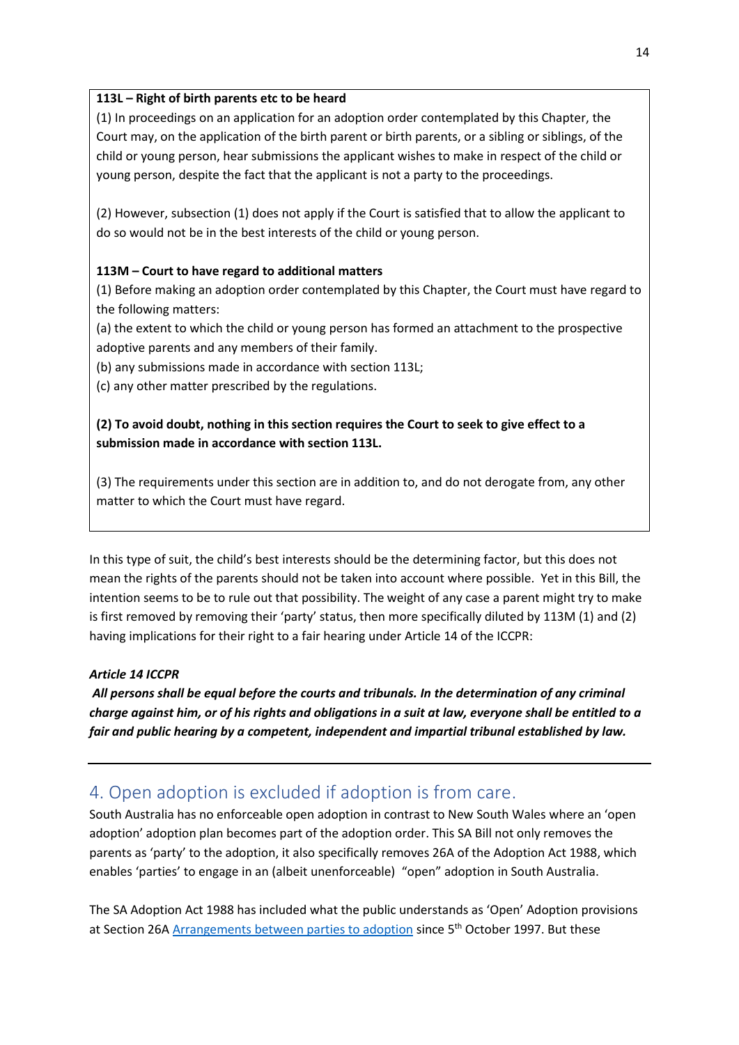**113L – Right of birth parents etc to be heard**

(1) In proceedings on an application for an adoption order contemplated by this Chapter, the Court may, on the application of the birth parent or birth parents, or a sibling or siblings, of the child or young person, hear submissions the applicant wishes to make in respect of the child or young person, despite the fact that the applicant is not a party to the proceedings.

(2) However, subsection (1) does not apply if the Court is satisfied that to allow the applicant to do so would not be in the best interests of the child or young person.

**113M – Court to have regard to additional matters**

(1) Before making an adoption order contemplated by this Chapter, the Court must have regard to the following matters:

(a) the extent to which the child or young person has formed an attachment to the prospective adoptive parents and any members of their family.

(b) any submissions made in accordance with section 113L;

(c) any other matter prescribed by the regulations.

**(2) To avoid doubt, nothing in this section requires the Court to seek to give effect to a submission made in accordance with section 113L.**

(3) The requirements under this section are in addition to, and do not derogate from, any other matter to which the Court must have regard.

In this type of suit, the child's best interests should be the determining factor, but this does not mean the rights of the parents should not be taken into account where possible. Yet in this Bill, the intention seems to be to rule out that possibility. The weight of any case a parent might try to make is first removed by removing their 'party' status, then more specifically diluted by 113M (1) and (2) having implications for their right to a fair hearing under Article 14 of the ICCPR:

***Article 14 ICCPR***

***All persons shall be equal before the courts and tribunals. In the determination of any criminal charge against him, or of his rights and obligations in a suit at law, everyone shall be entitled to a fair and public hearing by a competent, independent and impartial tribunal established by law.***

---

## 4. Open adoption is excluded if adoption is from care.

South Australia has no enforceable open adoption in contrast to New South Wales where an 'open adoption' adoption plan becomes part of the adoption order. This SA Bill not only removes the parents as 'party' to the adoption, it also specifically removes 26A of the Adoption Act 1988, which enables 'parties' to engage in an (albeit unenforceable) "open" adoption in South Australia.

The SA Adoption Act 1988 has included what the public understands as 'Open' Adoption provisions at Section 26A Arrangements between parties to adoption since 5th October 1997. But these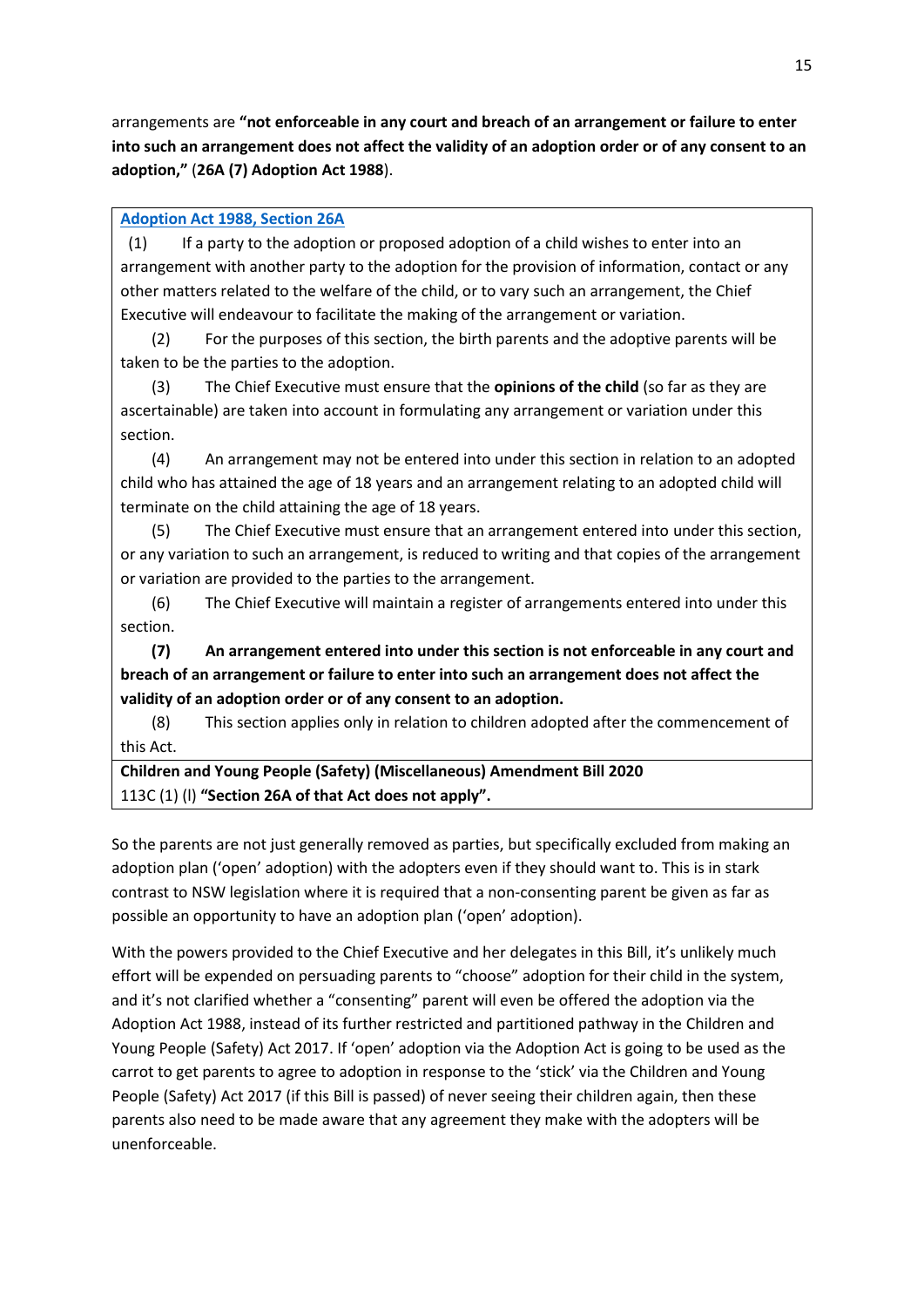arrangements are **"not enforceable in any court and breach of an arrangement or failure to enter into such an arrangement does not affect the validity of an adoption order or of any consent to an adoption,"** (**26A (7) Adoption Act 1988**).

> **Adoption Act 1988, Section 26A**
>
> (1) If a party to the adoption or proposed adoption of a child wishes to enter into an arrangement with another party to the adoption for the provision of information, contact or any other matters related to the welfare of the child, or to vary such an arrangement, the Chief Executive will endeavour to facilitate the making of the arrangement or variation.
>
> (2) For the purposes of this section, the birth parents and the adoptive parents will be taken to be the parties to the adoption.
>
> (3) The Chief Executive must ensure that the **opinions of the child** (so far as they are ascertainable) are taken into account in formulating any arrangement or variation under this section.
>
> (4) An arrangement may not be entered into under this section in relation to an adopted child who has attained the age of 18 years and an arrangement relating to an adopted child will terminate on the child attaining the age of 18 years.
>
> (5) The Chief Executive must ensure that an arrangement entered into under this section, or any variation to such an arrangement, is reduced to writing and that copies of the arrangement or variation are provided to the parties to the arrangement.
>
> (6) The Chief Executive will maintain a register of arrangements entered into under this section.
>
> **(7) An arrangement entered into under this section is not enforceable in any court and breach of an arrangement or failure to enter into such an arrangement does not affect the validity of an adoption order or of any consent to an adoption.**
>
> (8) This section applies only in relation to children adopted after the commencement of this Act.
>
> **Children and Young People (Safety) (Miscellaneous) Amendment Bill 2020**
> 113C (1) (l) **"Section 26A of that Act does not apply".**

So the parents are not just generally removed as parties, but specifically excluded from making an adoption plan ('open' adoption) with the adopters even if they should want to. This is in stark contrast to NSW legislation where it is required that a non-consenting parent be given as far as possible an opportunity to have an adoption plan ('open' adoption).

With the powers provided to the Chief Executive and her delegates in this Bill, it's unlikely much effort will be expended on persuading parents to "choose" adoption for their child in the system, and it's not clarified whether a "consenting" parent will even be offered the adoption via the Adoption Act 1988, instead of its further restricted and partitioned pathway in the Children and Young People (Safety) Act 2017. If 'open' adoption via the Adoption Act is going to be used as the carrot to get parents to agree to adoption in response to the 'stick' via the Children and Young People (Safety) Act 2017 (if this Bill is passed) of never seeing their children again, then these parents also need to be made aware that any agreement they make with the adopters will be unenforceable.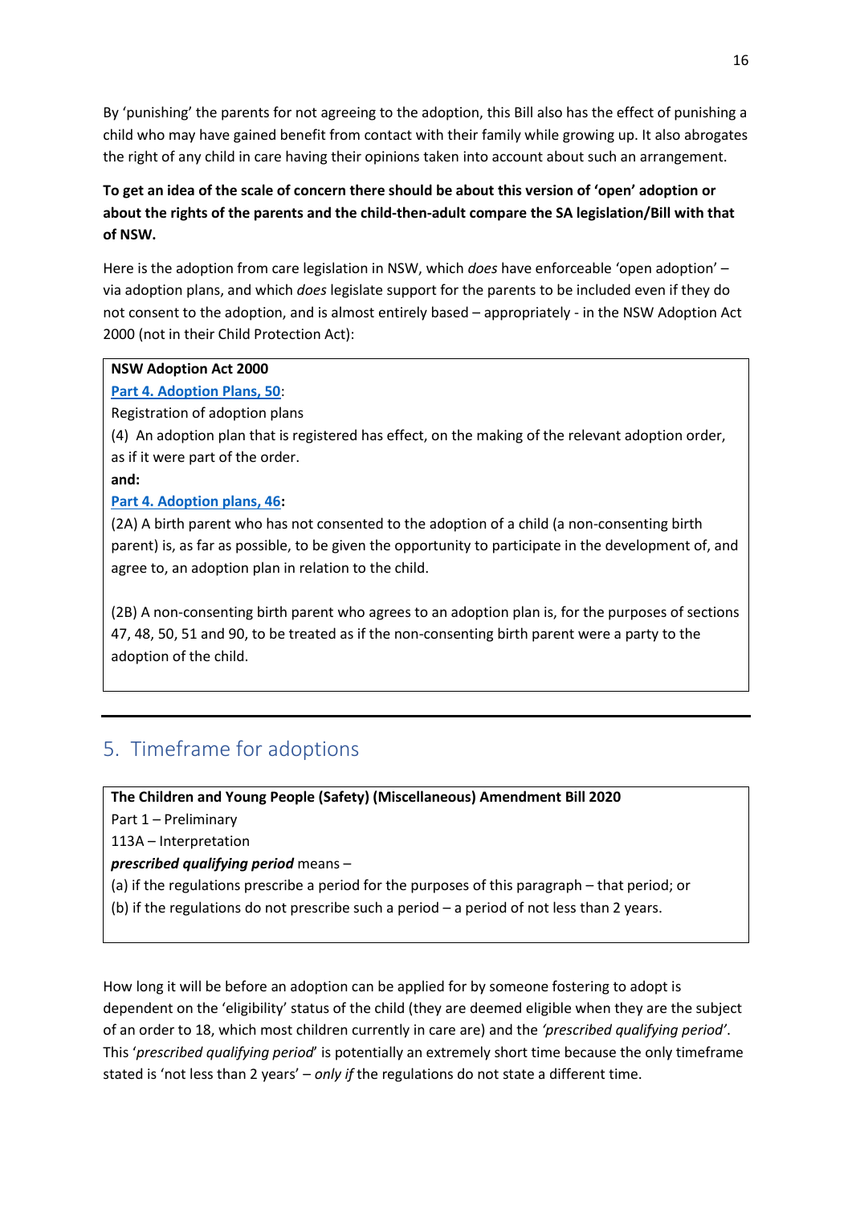By 'punishing' the parents for not agreeing to the adoption, this Bill also has the effect of punishing a child who may have gained benefit from contact with their family while growing up. It also abrogates the right of any child in care having their opinions taken into account about such an arrangement.

**To get an idea of the scale of concern there should be about this version of 'open' adoption or about the rights of the parents and the child-then-adult compare the SA legislation/Bill with that of NSW.**

Here is the adoption from care legislation in NSW, which *does* have enforceable 'open adoption' – via adoption plans, and which *does* legislate support for the parents to be included even if they do not consent to the adoption, and is almost entirely based – appropriately - in the NSW Adoption Act 2000 (not in their Child Protection Act):

> **NSW Adoption Act 2000**
>
> **Part 4. Adoption Plans, 50**:
>
> Registration of adoption plans
>
> (4) An adoption plan that is registered has effect, on the making of the relevant adoption order, as if it were part of the order.
>
> **and:**
>
> **Part 4. Adoption plans, 46:**
>
> (2A) A birth parent who has not consented to the adoption of a child (a non-consenting birth parent) is, as far as possible, to be given the opportunity to participate in the development of, and agree to, an adoption plan in relation to the child.
>
> (2B) A non-consenting birth parent who agrees to an adoption plan is, for the purposes of sections 47, 48, 50, 51 and 90, to be treated as if the non-consenting birth parent were a party to the adoption of the child.

---

## 5. Timeframe for adoptions

> **The Children and Young People (Safety) (Miscellaneous) Amendment Bill 2020**
>
> Part 1 – Preliminary
>
> 113A – Interpretation
>
> ***prescribed qualifying period*** means –
>
> (a) if the regulations prescribe a period for the purposes of this paragraph – that period; or
>
> (b) if the regulations do not prescribe such a period – a period of not less than 2 years.

How long it will be before an adoption can be applied for by someone fostering to adopt is dependent on the 'eligibility' status of the child (they are deemed eligible when they are the subject of an order to 18, which most children currently in care are) and the *'prescribed qualifying period'*. This '*prescribed qualifying period*' is potentially an extremely short time because the only timeframe stated is 'not less than 2 years' – *only if* the regulations do not state a different time.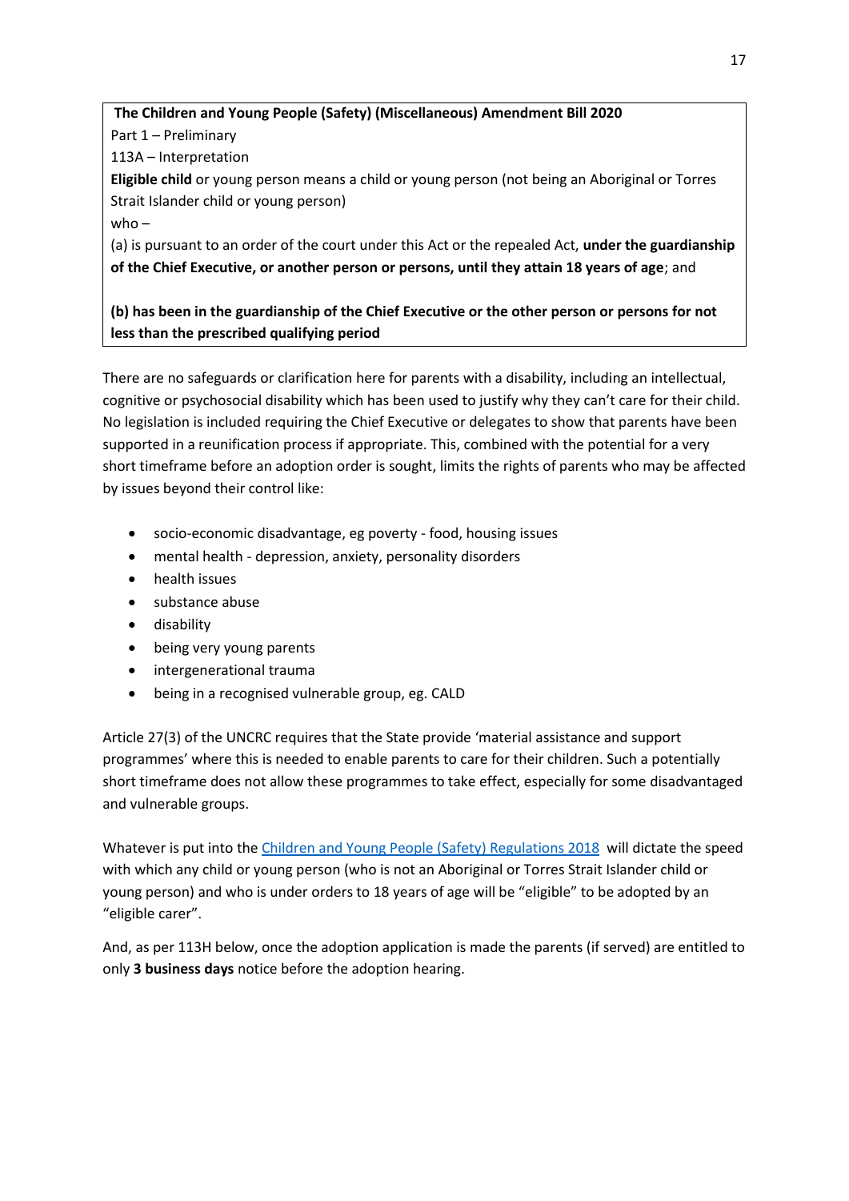**The Children and Young People (Safety) (Miscellaneous) Amendment Bill 2020**

Part 1 – Preliminary

113A – Interpretation

**Eligible child** or young person means a child or young person (not being an Aboriginal or Torres Strait Islander child or young person)

who –

(a) is pursuant to an order of the court under this Act or the repealed Act, **under the guardianship of the Chief Executive, or another person or persons, until they attain 18 years of age**; and

**(b) has been in the guardianship of the Chief Executive or the other person or persons for not less than the prescribed qualifying period**

There are no safeguards or clarification here for parents with a disability, including an intellectual, cognitive or psychosocial disability which has been used to justify why they can't care for their child. No legislation is included requiring the Chief Executive or delegates to show that parents have been supported in a reunification process if appropriate. This, combined with the potential for a very short timeframe before an adoption order is sought, limits the rights of parents who may be affected by issues beyond their control like:

- socio-economic disadvantage, eg poverty - food, housing issues
- mental health - depression, anxiety, personality disorders
- health issues
- substance abuse
- disability
- being very young parents
- intergenerational trauma
- being in a recognised vulnerable group, eg. CALD

Article 27(3) of the UNCRC requires that the State provide 'material assistance and support programmes' where this is needed to enable parents to care for their children. Such a potentially short timeframe does not allow these programmes to take effect, especially for some disadvantaged and vulnerable groups.

Whatever is put into the Children and Young People (Safety) Regulations 2018 will dictate the speed with which any child or young person (who is not an Aboriginal or Torres Strait Islander child or young person) and who is under orders to 18 years of age will be "eligible" to be adopted by an "eligible carer".

And, as per 113H below, once the adoption application is made the parents (if served) are entitled to only **3 business days** notice before the adoption hearing.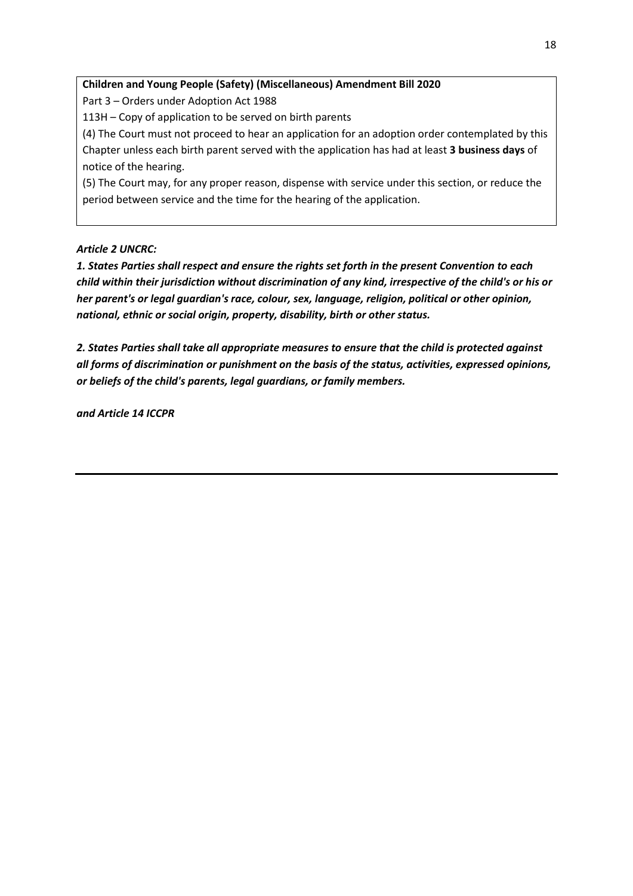**Children and Young People (Safety) (Miscellaneous) Amendment Bill 2020**

Part 3 – Orders under Adoption Act 1988

113H – Copy of application to be served on birth parents

(4) The Court must not proceed to hear an application for an adoption order contemplated by this Chapter unless each birth parent served with the application has had at least **3 business days** of notice of the hearing.

(5) The Court may, for any proper reason, dispense with service under this section, or reduce the period between service and the time for the hearing of the application.

***Article 2 UNCRC:***

***1. States Parties shall respect and ensure the rights set forth in the present Convention to each child within their jurisdiction without discrimination of any kind, irrespective of the child's or his or her parent's or legal guardian's race, colour, sex, language, religion, political or other opinion, national, ethnic or social origin, property, disability, birth or other status.***

***2. States Parties shall take all appropriate measures to ensure that the child is protected against all forms of discrimination or punishment on the basis of the status, activities, expressed opinions, or beliefs of the child's parents, legal guardians, or family members.***

***and Article 14 ICCPR***

---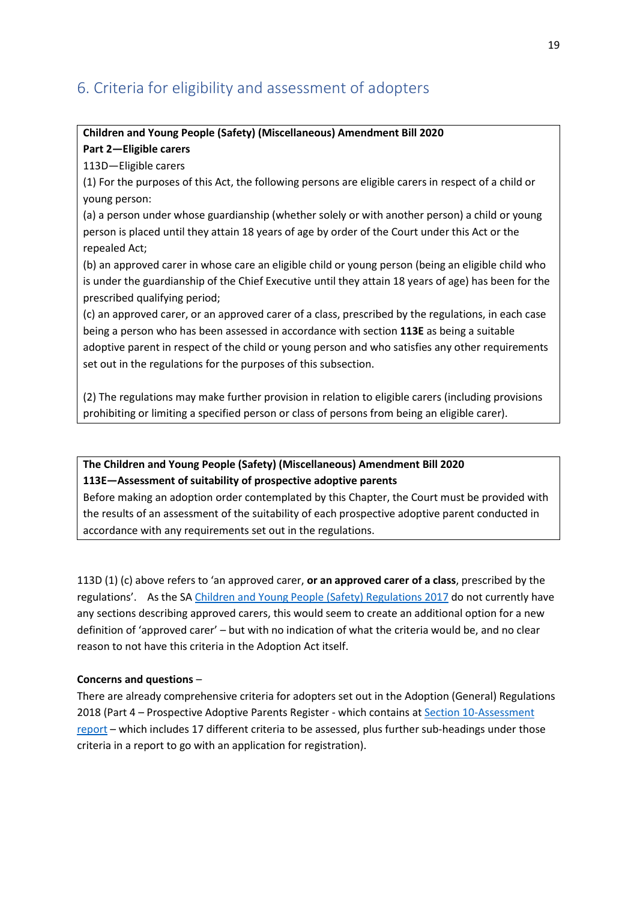## 6. Criteria for eligibility and assessment of adopters

> **Children and Young People (Safety) (Miscellaneous) Amendment Bill 2020**
> **Part 2—Eligible carers**
> 113D—Eligible carers
> (1) For the purposes of this Act, the following persons are eligible carers in respect of a child or young person:
> (a) a person under whose guardianship (whether solely or with another person) a child or young person is placed until they attain 18 years of age by order of the Court under this Act or the repealed Act;
> (b) an approved carer in whose care an eligible child or young person (being an eligible child who is under the guardianship of the Chief Executive until they attain 18 years of age) has been for the prescribed qualifying period;
> (c) an approved carer, or an approved carer of a class, prescribed by the regulations, in each case being a person who has been assessed in accordance with section **113E** as being a suitable adoptive parent in respect of the child or young person and who satisfies any other requirements set out in the regulations for the purposes of this subsection.
>
> (2) The regulations may make further provision in relation to eligible carers (including provisions prohibiting or limiting a specified person or class of persons from being an eligible carer).

> **The Children and Young People (Safety) (Miscellaneous) Amendment Bill 2020**
> **113E—Assessment of suitability of prospective adoptive parents**
> Before making an adoption order contemplated by this Chapter, the Court must be provided with the results of an assessment of the suitability of each prospective adoptive parent conducted in accordance with any requirements set out in the regulations.

113D (1) (c) above refers to 'an approved carer, **or an approved carer of a class**, prescribed by the regulations'. As the SA Children and Young People (Safety) Regulations 2017 do not currently have any sections describing approved carers, this would seem to create an additional option for a new definition of 'approved carer' – but with no indication of what the criteria would be, and no clear reason to not have this criteria in the Adoption Act itself.

**Concerns and questions** –

There are already comprehensive criteria for adopters set out in the Adoption (General) Regulations 2018 (Part 4 – Prospective Adoptive Parents Register - which contains at Section 10-Assessment report – which includes 17 different criteria to be assessed, plus further sub-headings under those criteria in a report to go with an application for registration).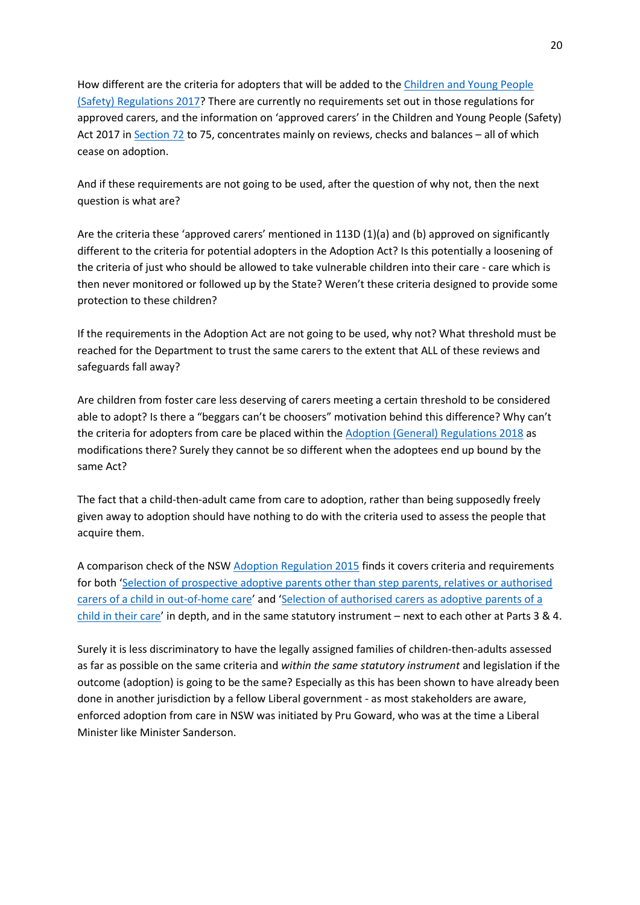How different are the criteria for adopters that will be added to the Children and Young People (Safety) Regulations 2017? There are currently no requirements set out in those regulations for approved carers, and the information on 'approved carers' in the Children and Young People (Safety) Act 2017 in Section 72 to 75, concentrates mainly on reviews, checks and balances – all of which cease on adoption.

And if these requirements are not going to be used, after the question of why not, then the next question is what are?

Are the criteria these 'approved carers' mentioned in 113D (1)(a) and (b) approved on significantly different to the criteria for potential adopters in the Adoption Act? Is this potentially a loosening of the criteria of just who should be allowed to take vulnerable children into their care - care which is then never monitored or followed up by the State? Weren't these criteria designed to provide some protection to these children?

If the requirements in the Adoption Act are not going to be used, why not? What threshold must be reached for the Department to trust the same carers to the extent that ALL of these reviews and safeguards fall away?

Are children from foster care less deserving of carers meeting a certain threshold to be considered able to adopt? Is there a "beggars can't be choosers" motivation behind this difference? Why can't the criteria for adopters from care be placed within the Adoption (General) Regulations 2018 as modifications there? Surely they cannot be so different when the adoptees end up bound by the same Act?

The fact that a child-then-adult came from care to adoption, rather than being supposedly freely given away to adoption should have nothing to do with the criteria used to assess the people that acquire them.

A comparison check of the NSW Adoption Regulation 2015 finds it covers criteria and requirements for both 'Selection of prospective adoptive parents other than step parents, relatives or authorised carers of a child in out-of-home care' and 'Selection of authorised carers as adoptive parents of a child in their care' in depth, and in the same statutory instrument – next to each other at Parts 3 & 4.

Surely it is less discriminatory to have the legally assigned families of children-then-adults assessed as far as possible on the same criteria and *within the same statutory instrument* and legislation if the outcome (adoption) is going to be the same? Especially as this has been shown to have already been done in another jurisdiction by a fellow Liberal government - as most stakeholders are aware, enforced adoption from care in NSW was initiated by Pru Goward, who was at the time a Liberal Minister like Minister Sanderson.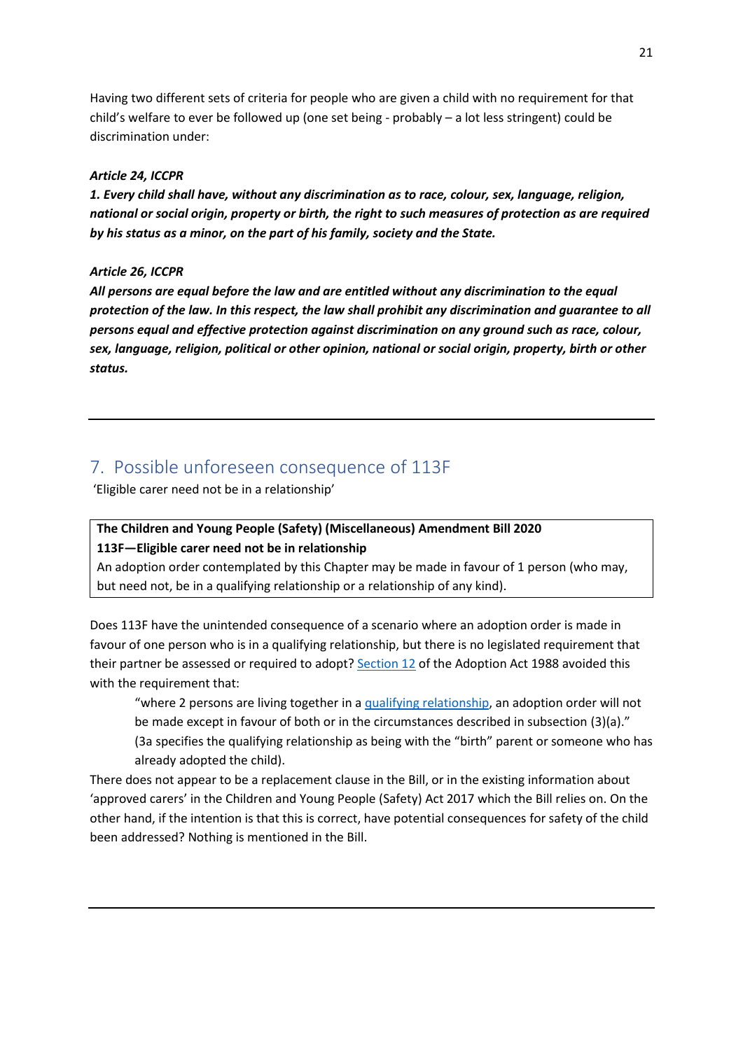Having two different sets of criteria for people who are given a child with no requirement for that child's welfare to ever be followed up (one set being - probably – a lot less stringent) could be discrimination under:

***Article 24, ICCPR***

***1. Every child shall have, without any discrimination as to race, colour, sex, language, religion, national or social origin, property or birth, the right to such measures of protection as are required by his status as a minor, on the part of his family, society and the State.***

***Article 26, ICCPR***

***All persons are equal before the law and are entitled without any discrimination to the equal protection of the law. In this respect, the law shall prohibit any discrimination and guarantee to all persons equal and effective protection against discrimination on any ground such as race, colour, sex, language, religion, political or other opinion, national or social origin, property, birth or other status.***

---

## 7. Possible unforeseen consequence of 113F

'Eligible carer need not be in a relationship'

**The Children and Young People (Safety) (Miscellaneous) Amendment Bill 2020**
**113F—Eligible carer need not be in relationship**
An adoption order contemplated by this Chapter may be made in favour of 1 person (who may, but need not, be in a qualifying relationship or a relationship of any kind).

Does 113F have the unintended consequence of a scenario where an adoption order is made in favour of one person who is in a qualifying relationship, but there is no legislated requirement that their partner be assessed or required to adopt? Section 12 of the Adoption Act 1988 avoided this with the requirement that:

> "where 2 persons are living together in a qualifying relationship, an adoption order will not be made except in favour of both or in the circumstances described in subsection (3)(a)."
> (3a specifies the qualifying relationship as being with the "birth" parent or someone who has already adopted the child).

There does not appear to be a replacement clause in the Bill, or in the existing information about 'approved carers' in the Children and Young People (Safety) Act 2017 which the Bill relies on. On the other hand, if the intention is that this is correct, have potential consequences for safety of the child been addressed? Nothing is mentioned in the Bill.

---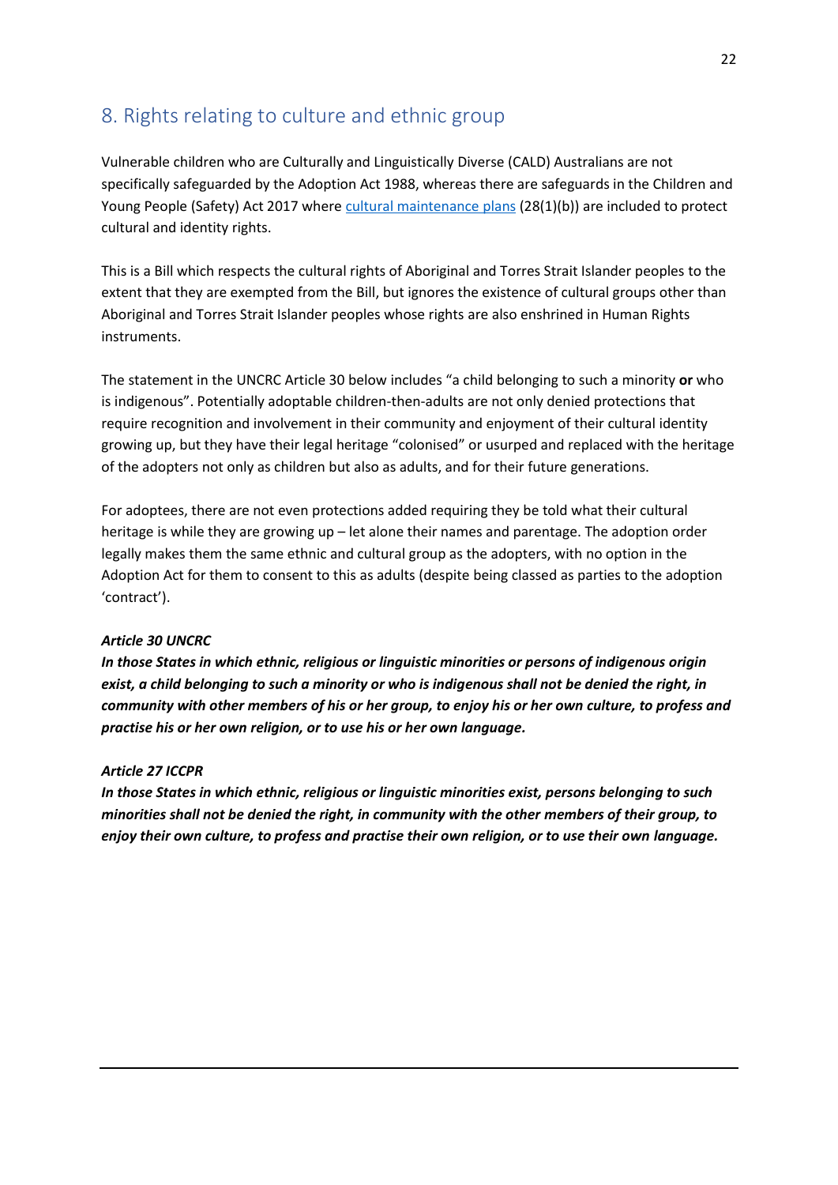## 8. Rights relating to culture and ethnic group

Vulnerable children who are Culturally and Linguistically Diverse (CALD) Australians are not specifically safeguarded by the Adoption Act 1988, whereas there are safeguards in the Children and Young People (Safety) Act 2017 where cultural maintenance plans (28(1)(b)) are included to protect cultural and identity rights.

This is a Bill which respects the cultural rights of Aboriginal and Torres Strait Islander peoples to the extent that they are exempted from the Bill, but ignores the existence of cultural groups other than Aboriginal and Torres Strait Islander peoples whose rights are also enshrined in Human Rights instruments.

The statement in the UNCRC Article 30 below includes "a child belonging to such a minority **or** who is indigenous". Potentially adoptable children-then-adults are not only denied protections that require recognition and involvement in their community and enjoyment of their cultural identity growing up, but they have their legal heritage "colonised" or usurped and replaced with the heritage of the adopters not only as children but also as adults, and for their future generations.

For adoptees, there are not even protections added requiring they be told what their cultural heritage is while they are growing up – let alone their names and parentage. The adoption order legally makes them the same ethnic and cultural group as the adopters, with no option in the Adoption Act for them to consent to this as adults (despite being classed as parties to the adoption 'contract').

***Article 30 UNCRC***

***In those States in which ethnic, religious or linguistic minorities or persons of indigenous origin exist, a child belonging to such a minority or who is indigenous shall not be denied the right, in community with other members of his or her group, to enjoy his or her own culture, to profess and practise his or her own religion, or to use his or her own language.***

***Article 27 ICCPR***

***In those States in which ethnic, religious or linguistic minorities exist, persons belonging to such minorities shall not be denied the right, in community with the other members of their group, to enjoy their own culture, to profess and practise their own religion, or to use their own language.***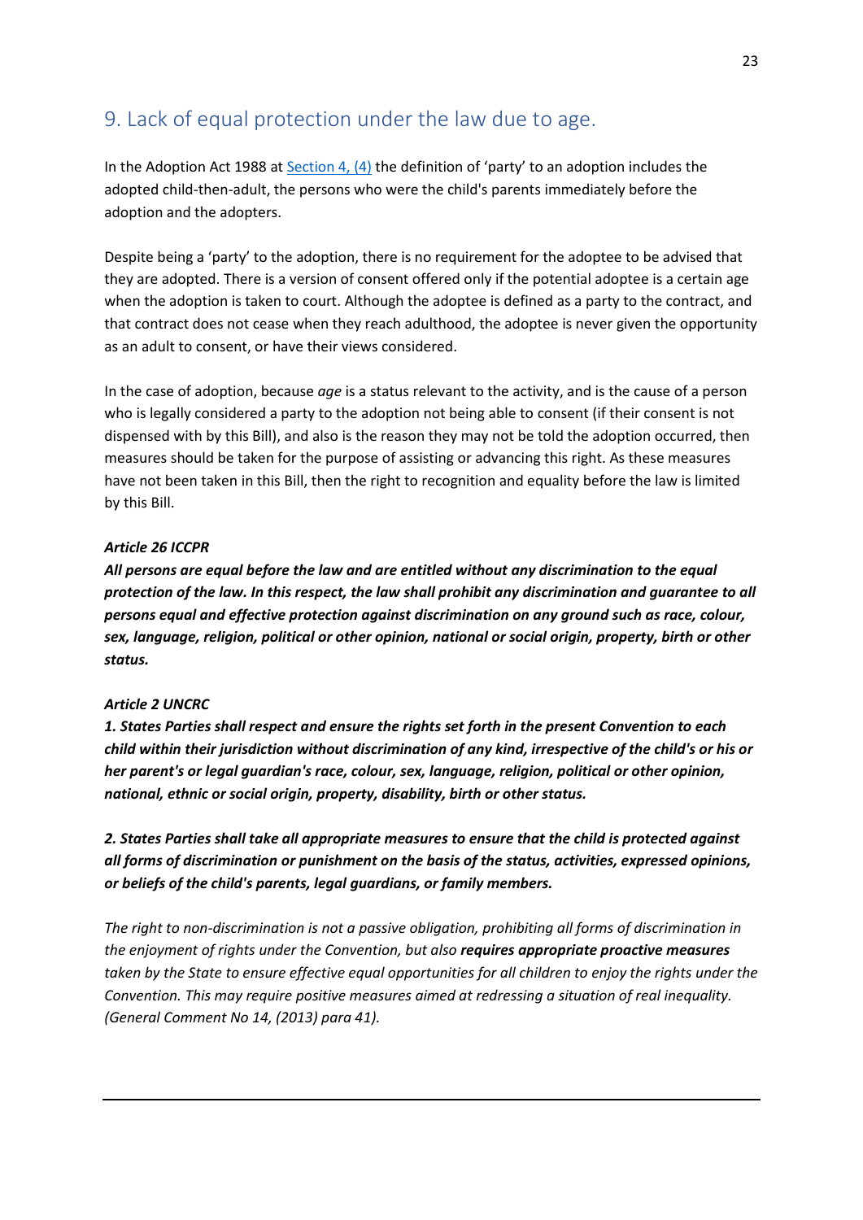## 9. Lack of equal protection under the law due to age.

In the Adoption Act 1988 at [Section 4, (4)] the definition of 'party' to an adoption includes the adopted child-then-adult, the persons who were the child's parents immediately before the adoption and the adopters.

Despite being a 'party' to the adoption, there is no requirement for the adoptee to be advised that they are adopted. There is a version of consent offered only if the potential adoptee is a certain age when the adoption is taken to court. Although the adoptee is defined as a party to the contract, and that contract does not cease when they reach adulthood, the adoptee is never given the opportunity as an adult to consent, or have their views considered.

In the case of adoption, because *age* is a status relevant to the activity, and is the cause of a person who is legally considered a party to the adoption not being able to consent (if their consent is not dispensed with by this Bill), and also is the reason they may not be told the adoption occurred, then measures should be taken for the purpose of assisting or advancing this right. As these measures have not been taken in this Bill, then the right to recognition and equality before the law is limited by this Bill.

***Article 26 ICCPR***

***All persons are equal before the law and are entitled without any discrimination to the equal protection of the law. In this respect, the law shall prohibit any discrimination and guarantee to all persons equal and effective protection against discrimination on any ground such as race, colour, sex, language, religion, political or other opinion, national or social origin, property, birth or other status.***

***Article 2 UNCRC***

***1. States Parties shall respect and ensure the rights set forth in the present Convention to each child within their jurisdiction without discrimination of any kind, irrespective of the child's or his or her parent's or legal guardian's race, colour, sex, language, religion, political or other opinion, national, ethnic or social origin, property, disability, birth or other status.***

***2. States Parties shall take all appropriate measures to ensure that the child is protected against all forms of discrimination or punishment on the basis of the status, activities, expressed opinions, or beliefs of the child's parents, legal guardians, or family members.***

*The right to non-discrimination is not a passive obligation, prohibiting all forms of discrimination in the enjoyment of rights under the Convention, but also* ***requires appropriate proactive measures*** *taken by the State to ensure effective equal opportunities for all children to enjoy the rights under the Convention. This may require positive measures aimed at redressing a situation of real inequality. (General Comment No 14, (2013) para 41).*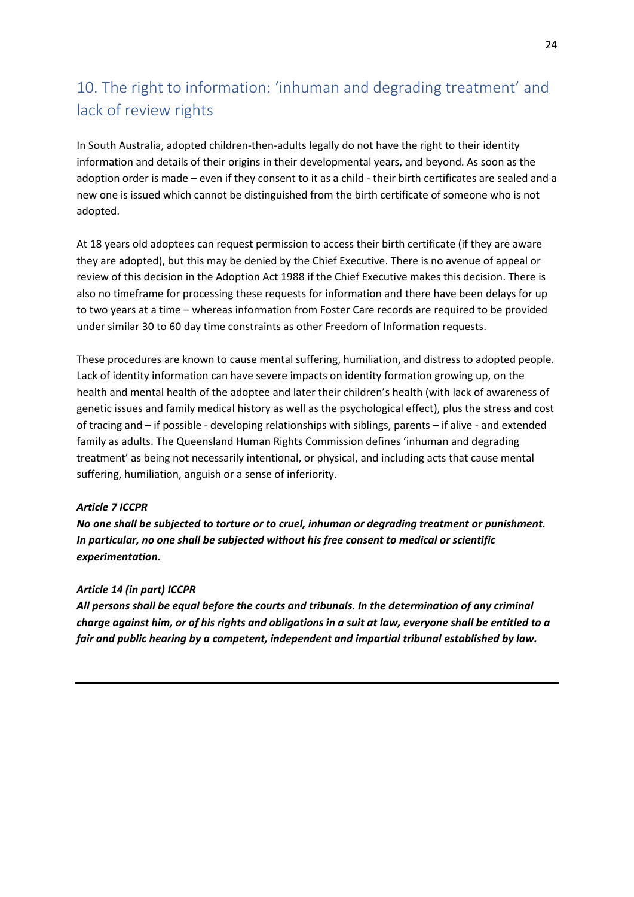## 10. The right to information: 'inhuman and degrading treatment' and lack of review rights

In South Australia, adopted children-then-adults legally do not have the right to their identity information and details of their origins in their developmental years, and beyond. As soon as the adoption order is made – even if they consent to it as a child - their birth certificates are sealed and a new one is issued which cannot be distinguished from the birth certificate of someone who is not adopted.

At 18 years old adoptees can request permission to access their birth certificate (if they are aware they are adopted), but this may be denied by the Chief Executive. There is no avenue of appeal or review of this decision in the Adoption Act 1988 if the Chief Executive makes this decision. There is also no timeframe for processing these requests for information and there have been delays for up to two years at a time – whereas information from Foster Care records are required to be provided under similar 30 to 60 day time constraints as other Freedom of Information requests.

These procedures are known to cause mental suffering, humiliation, and distress to adopted people. Lack of identity information can have severe impacts on identity formation growing up, on the health and mental health of the adoptee and later their children's health (with lack of awareness of genetic issues and family medical history as well as the psychological effect), plus the stress and cost of tracing and – if possible - developing relationships with siblings, parents – if alive - and extended family as adults. The Queensland Human Rights Commission defines 'inhuman and degrading treatment' as being not necessarily intentional, or physical, and including acts that cause mental suffering, humiliation, anguish or a sense of inferiority.

***Article 7 ICCPR***

***No one shall be subjected to torture or to cruel, inhuman or degrading treatment or punishment. In particular, no one shall be subjected without his free consent to medical or scientific experimentation.***

***Article 14 (in part) ICCPR***

***All persons shall be equal before the courts and tribunals. In the determination of any criminal charge against him, or of his rights and obligations in a suit at law, everyone shall be entitled to a fair and public hearing by a competent, independent and impartial tribunal established by law.***

---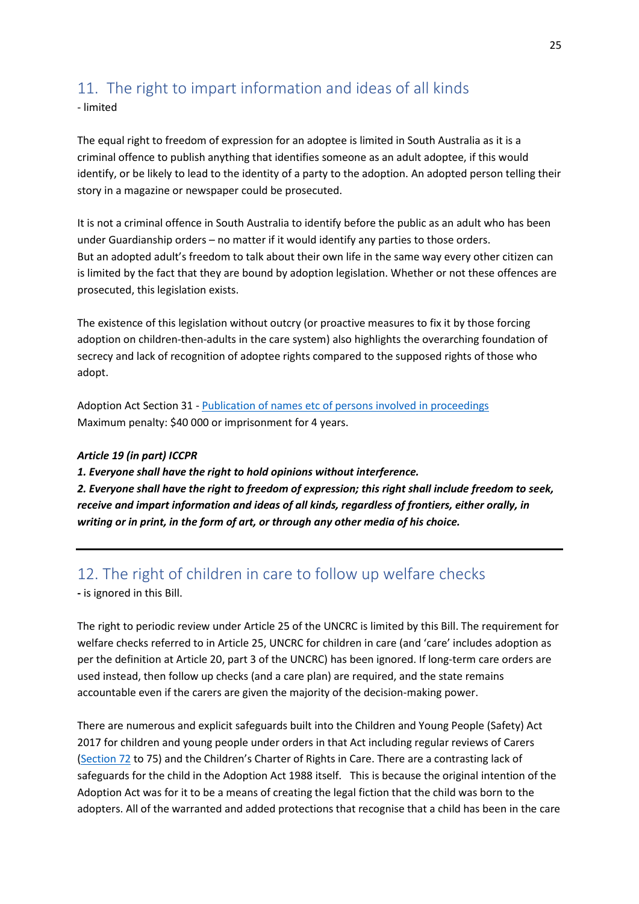## 11. The right to impart information and ideas of all kinds

- limited

The equal right to freedom of expression for an adoptee is limited in South Australia as it is a criminal offence to publish anything that identifies someone as an adult adoptee, if this would identify, or be likely to lead to the identity of a party to the adoption. An adopted person telling their story in a magazine or newspaper could be prosecuted.

It is not a criminal offence in South Australia to identify before the public as an adult who has been under Guardianship orders – no matter if it would identify any parties to those orders.
But an adopted adult's freedom to talk about their own life in the same way every other citizen can is limited by the fact that they are bound by adoption legislation. Whether or not these offences are prosecuted, this legislation exists.

The existence of this legislation without outcry (or proactive measures to fix it by those forcing adoption on children-then-adults in the care system) also highlights the overarching foundation of secrecy and lack of recognition of adoptee rights compared to the supposed rights of those who adopt.

Adoption Act Section 31 - [Publication of names etc of persons involved in proceedings]
Maximum penalty: $40 000 or imprisonment for 4 years.

***Article 19 (in part) ICCPR***

***1. Everyone shall have the right to hold opinions without interference.***

***2. Everyone shall have the right to freedom of expression; this right shall include freedom to seek, receive and impart information and ideas of all kinds, regardless of frontiers, either orally, in writing or in print, in the form of art, or through any other media of his choice.***

---

## 12. The right of children in care to follow up welfare checks

**-** is ignored in this Bill.

The right to periodic review under Article 25 of the UNCRC is limited by this Bill. The requirement for welfare checks referred to in Article 25, UNCRC for children in care (and 'care' includes adoption as per the definition at Article 20, part 3 of the UNCRC) has been ignored. If long-term care orders are used instead, then follow up checks (and a care plan) are required, and the state remains accountable even if the carers are given the majority of the decision-making power.

There are numerous and explicit safeguards built into the Children and Young People (Safety) Act 2017 for children and young people under orders in that Act including regular reviews of Carers ([Section 72] to 75) and the Children's Charter of Rights in Care. There are a contrasting lack of safeguards for the child in the Adoption Act 1988 itself. This is because the original intention of the Adoption Act was for it to be a means of creating the legal fiction that the child was born to the adopters. All of the warranted and added protections that recognise that a child has been in the care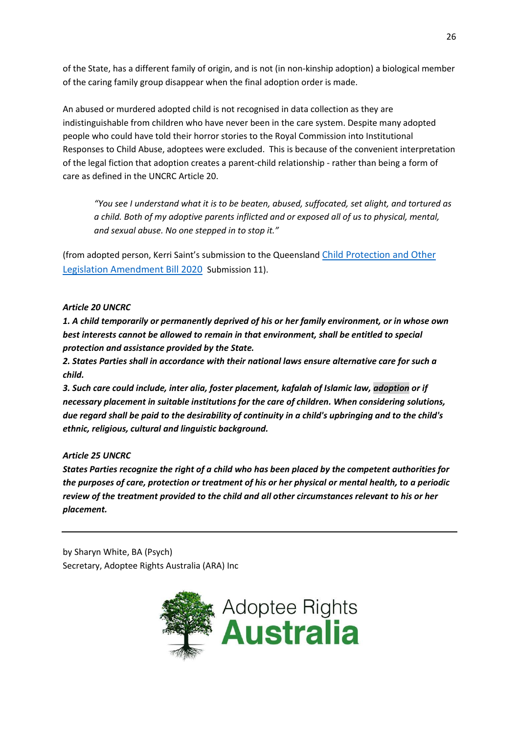of the State, has a different family of origin, and is not (in non-kinship adoption) a biological member of the caring family group disappear when the final adoption order is made.

An abused or murdered adopted child is not recognised in data collection as they are indistinguishable from children who have never been in the care system. Despite many adopted people who could have told their horror stories to the Royal Commission into Institutional Responses to Child Abuse, adoptees were excluded. This is because of the convenient interpretation of the legal fiction that adoption creates a parent-child relationship - rather than being a form of care as defined in the UNCRC Article 20.

> *"You see I understand what it is to be beaten, abused, suffocated, set alight, and tortured as a child. Both of my adoptive parents inflicted and or exposed all of us to physical, mental, and sexual abuse. No one stepped in to stop it."*

(from adopted person, Kerri Saint's submission to the Queensland Child Protection and Other Legislation Amendment Bill 2020 Submission 11).

***Article 20 UNCRC***

***1. A child temporarily or permanently deprived of his or her family environment, or in whose own best interests cannot be allowed to remain in that environment, shall be entitled to special protection and assistance provided by the State.***

***2. States Parties shall in accordance with their national laws ensure alternative care for such a child.***

***3. Such care could include, inter alia, foster placement, kafalah of Islamic law, adoption or if necessary placement in suitable institutions for the care of children. When considering solutions, due regard shall be paid to the desirability of continuity in a child's upbringing and to the child's ethnic, religious, cultural and linguistic background.***

***Article 25 UNCRC***

***States Parties recognize the right of a child who has been placed by the competent authorities for the purposes of care, protection or treatment of his or her physical or mental health, to a periodic review of the treatment provided to the child and all other circumstances relevant to his or her placement.***

---

by Sharyn White, BA (Psych)
Secretary, Adoptee Rights Australia (ARA) Inc

Adoptee Rights
**Australia**